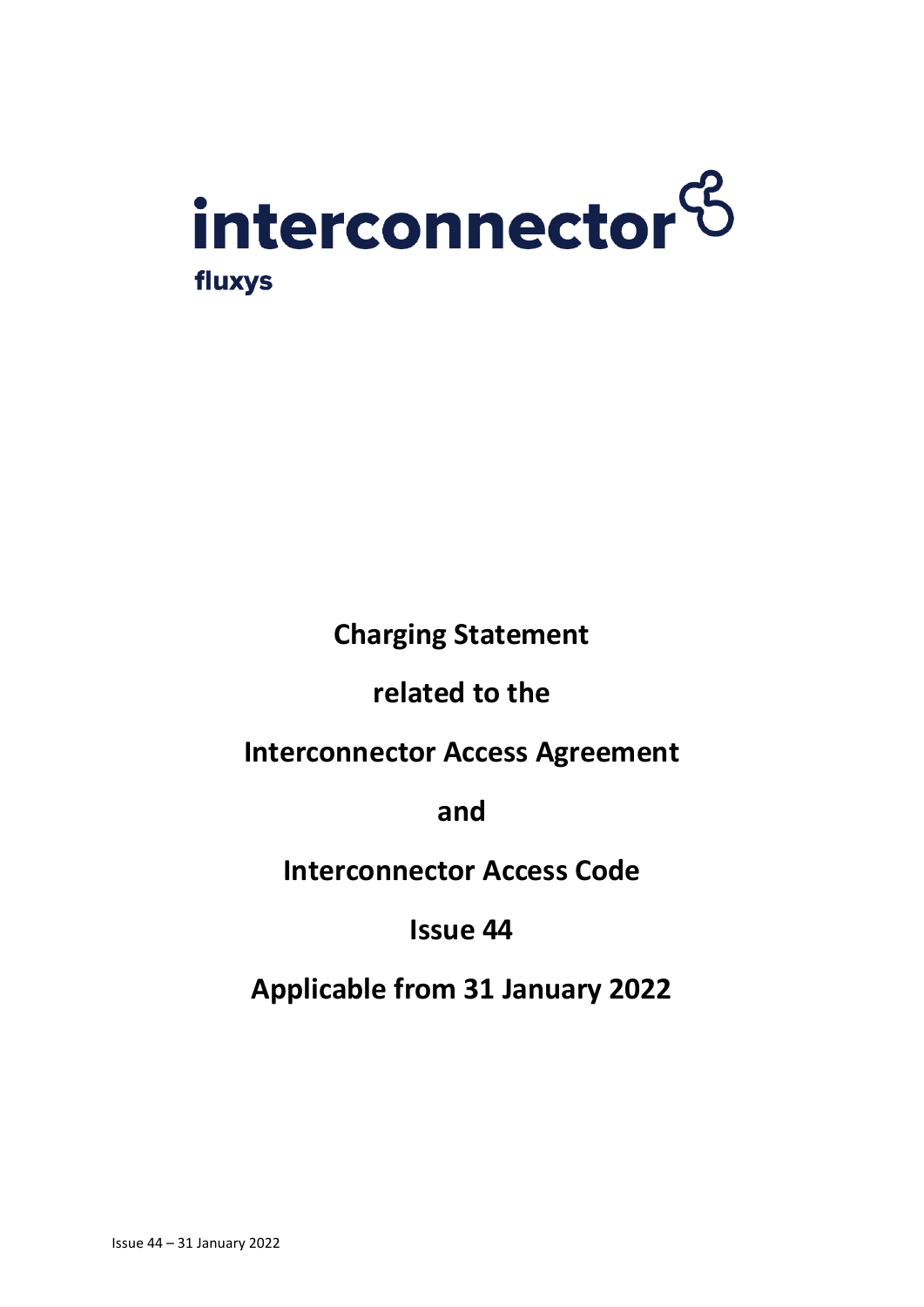interconnector

fluxys

# Charging Statement

# related to the

# Interconnector Access Agreement

# and

# Interconnector Access Code

# Issue 44

# Applicable from 31 January 2022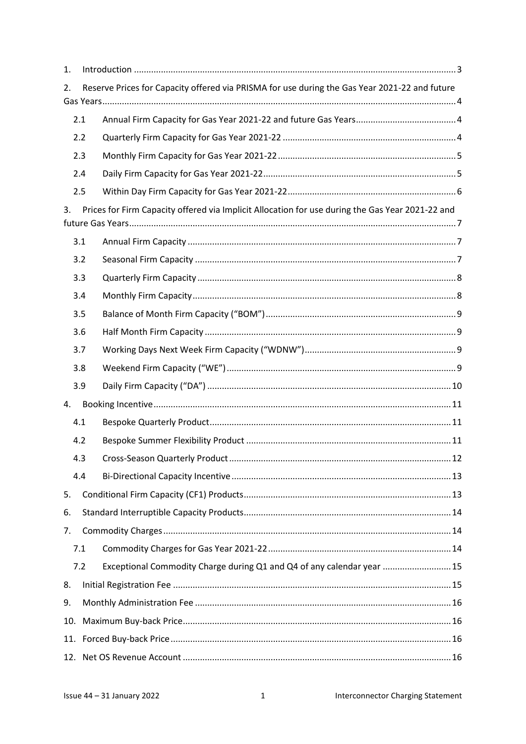1. Introduction .................................................................................................................................. 3
2. Reserve Prices for Capacity offered via PRISMA for use during the Gas Year 2021-22 and future Gas Years............................................................................................................................................... 4
   - 2.1 Annual Firm Capacity for Gas Year 2021-22 and future Gas Years......................................... 4
   - 2.2 Quarterly Firm Capacity for Gas Year 2021-22 ...................................................................... 4
   - 2.3 Monthly Firm Capacity for Gas Year 2021-22 ........................................................................ 5
   - 2.4 Daily Firm Capacity for Gas Year 2021-22.............................................................................. 5
   - 2.5 Within Day Firm Capacity for Gas Year 2021-22.................................................................... 6
3. Prices for Firm Capacity offered via Implicit Allocation for use during the Gas Year 2021-22 and future Gas Years.................................................................................................................................... 7
   - 3.1 Annual Firm Capacity ............................................................................................................ 7
   - 3.2 Seasonal Firm Capacity ......................................................................................................... 7
   - 3.3 Quarterly Firm Capacity ........................................................................................................ 8
   - 3.4 Monthly Firm Capacity.......................................................................................................... 8
   - 3.5 Balance of Month Firm Capacity ("BOM")............................................................................. 9
   - 3.6 Half Month Firm Capacity ..................................................................................................... 9
   - 3.7 Working Days Next Week Firm Capacity ("WDNW")............................................................. 9
   - 3.8 Weekend Firm Capacity ("WE")............................................................................................ 9
   - 3.9 Daily Firm Capacity ("DA") ................................................................................................... 10
4. Booking Incentive........................................................................................................................ 11
   - 4.1 Bespoke Quarterly Product.................................................................................................. 11
   - 4.2 Bespoke Summer Flexibility Product ................................................................................... 11
   - 4.3 Cross-Season Quarterly Product.......................................................................................... 12
   - 4.4 Bi-Directional Capacity Incentive......................................................................................... 13
5. Conditional Firm Capacity (CF1) Products.................................................................................... 13
6. Standard Interruptible Capacity Products.................................................................................... 14
7. Commodity Charges..................................................................................................................... 14
   - 7.1 Commodity Charges for Gas Year 2021-22........................................................................... 14
   - 7.2 Exceptional Commodity Charge during Q1 and Q4 of any calendar year ............................ 15
8. Initial Registration Fee ................................................................................................................. 15
9. Monthly Administration Fee ........................................................................................................ 16
10. Maximum Buy-back Price............................................................................................................ 16
11. Forced Buy-back Price................................................................................................................. 16
12. Net OS Revenue Account ............................................................................................................ 16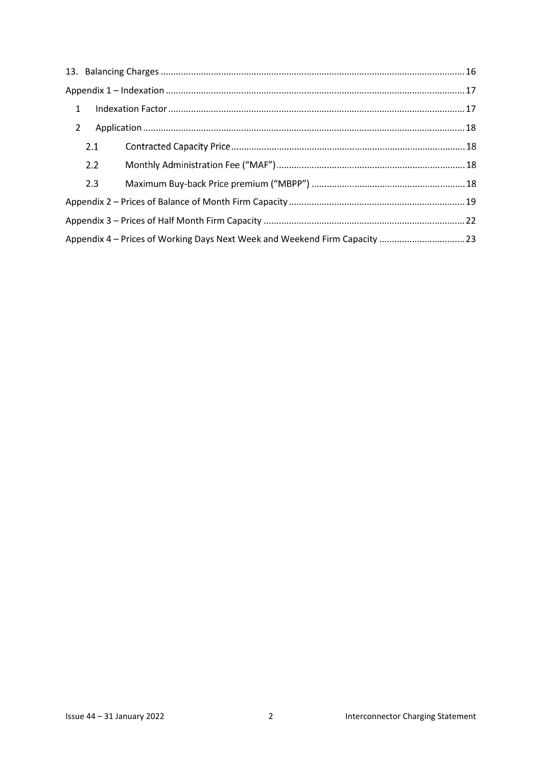13. Balancing Charges ........................................................................................................................ 16

Appendix 1 – Indexation ...................................................................................................................... 17

1 Indexation Factor ..................................................................................................................... 17

2 Application ............................................................................................................................... 18

2.1 Contracted Capacity Price ............................................................................................ 18

2.2 Monthly Administration Fee ("MAF") ........................................................................... 18

2.3 Maximum Buy-back Price premium ("MBPP") ............................................................. 18

Appendix 2 – Prices of Balance of Month Firm Capacity ...................................................................... 19

Appendix 3 – Prices of Half Month Firm Capacity ................................................................................ 22

Appendix 4 – Prices of Working Days Next Week and Weekend Firm Capacity .................................. 23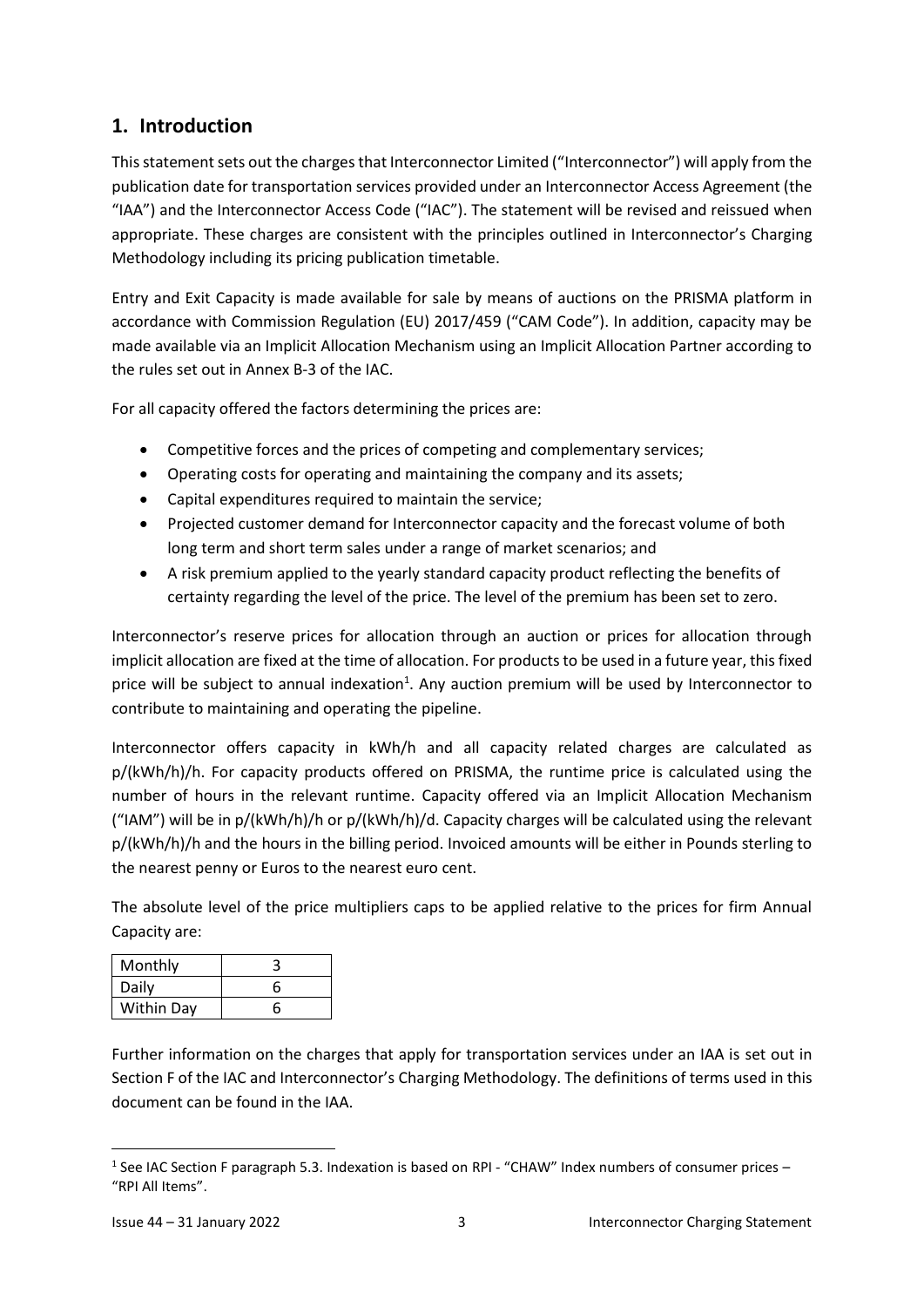## 1. Introduction

This statement sets out the charges that Interconnector Limited ("Interconnector") will apply from the publication date for transportation services provided under an Interconnector Access Agreement (the "IAA") and the Interconnector Access Code ("IAC"). The statement will be revised and reissued when appropriate. These charges are consistent with the principles outlined in Interconnector's Charging Methodology including its pricing publication timetable.

Entry and Exit Capacity is made available for sale by means of auctions on the PRISMA platform in accordance with Commission Regulation (EU) 2017/459 ("CAM Code"). In addition, capacity may be made available via an Implicit Allocation Mechanism using an Implicit Allocation Partner according to the rules set out in Annex B-3 of the IAC.

For all capacity offered the factors determining the prices are:

- Competitive forces and the prices of competing and complementary services;
- Operating costs for operating and maintaining the company and its assets;
- Capital expenditures required to maintain the service;
- Projected customer demand for Interconnector capacity and the forecast volume of both long term and short term sales under a range of market scenarios; and
- A risk premium applied to the yearly standard capacity product reflecting the benefits of certainty regarding the level of the price. The level of the premium has been set to zero.

Interconnector's reserve prices for allocation through an auction or prices for allocation through implicit allocation are fixed at the time of allocation. For products to be used in a future year, this fixed price will be subject to annual indexation[1]. Any auction premium will be used by Interconnector to contribute to maintaining and operating the pipeline.

Interconnector offers capacity in kWh/h and all capacity related charges are calculated as p/(kWh/h)/h. For capacity products offered on PRISMA, the runtime price is calculated using the number of hours in the relevant runtime. Capacity offered via an Implicit Allocation Mechanism ("IAM") will be in p/(kWh/h)/h or p/(kWh/h)/d. Capacity charges will be calculated using the relevant p/(kWh/h)/h and the hours in the billing period. Invoiced amounts will be either in Pounds sterling to the nearest penny or Euros to the nearest euro cent.

The absolute level of the price multipliers caps to be applied relative to the prices for firm Annual Capacity are:

| Monthly | 3 |
|---|---|
| Daily | 6 |
| Within Day | 6 |

Further information on the charges that apply for transportation services under an IAA is set out in Section F of the IAC and Interconnector's Charging Methodology. The definitions of terms used in this document can be found in the IAA.

[1] See IAC Section F paragraph 5.3. Indexation is based on RPI - "CHAW" Index numbers of consumer prices – "RPI All Items".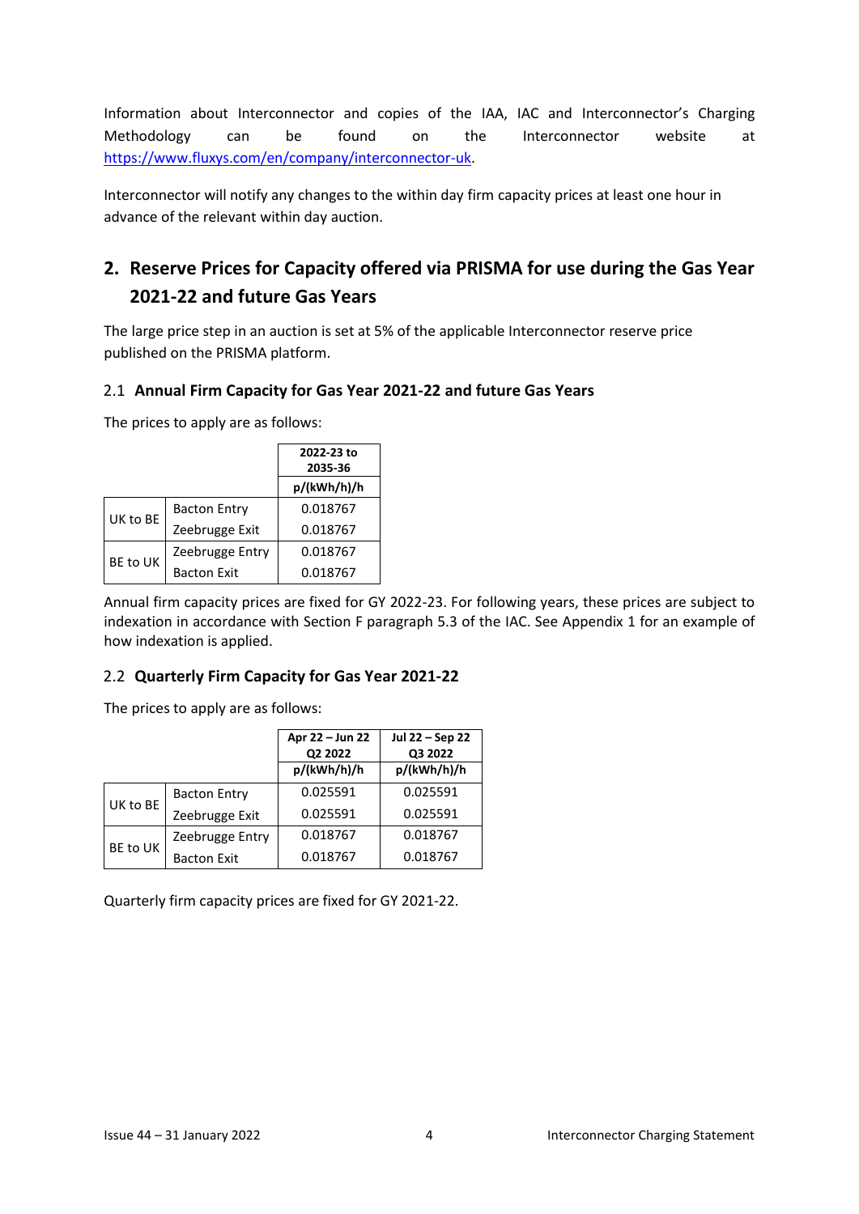Information about Interconnector and copies of the IAA, IAC and Interconnector's Charging Methodology can be found on the Interconnector website at https://www.fluxys.com/en/company/interconnector-uk.

Interconnector will notify any changes to the within day firm capacity prices at least one hour in advance of the relevant within day auction.

## 2. Reserve Prices for Capacity offered via PRISMA for use during the Gas Year 2021-22 and future Gas Years

The large price step in an auction is set at 5% of the applicable Interconnector reserve price published on the PRISMA platform.

### 2.1 Annual Firm Capacity for Gas Year 2021-22 and future Gas Years

The prices to apply are as follows:

| | | 2022-23 to 2035-36 |
|---|---|---|
| | | p/(kWh/h)/h |
| UK to BE | Bacton Entry | 0.018767 |
| | Zeebrugge Exit | 0.018767 |
| BE to UK | Zeebrugge Entry | 0.018767 |
| | Bacton Exit | 0.018767 |

Annual firm capacity prices are fixed for GY 2022-23. For following years, these prices are subject to indexation in accordance with Section F paragraph 5.3 of the IAC. See Appendix 1 for an example of how indexation is applied.

### 2.2 Quarterly Firm Capacity for Gas Year 2021-22

The prices to apply are as follows:

| | | Apr 22 – Jun 22 Q2 2022 | Jul 22 – Sep 22 Q3 2022 |
|---|---|---|---|
| | | p/(kWh/h)/h | p/(kWh/h)/h |
| UK to BE | Bacton Entry | 0.025591 | 0.025591 |
| | Zeebrugge Exit | 0.025591 | 0.025591 |
| BE to UK | Zeebrugge Entry | 0.018767 | 0.018767 |
| | Bacton Exit | 0.018767 | 0.018767 |

Quarterly firm capacity prices are fixed for GY 2021-22.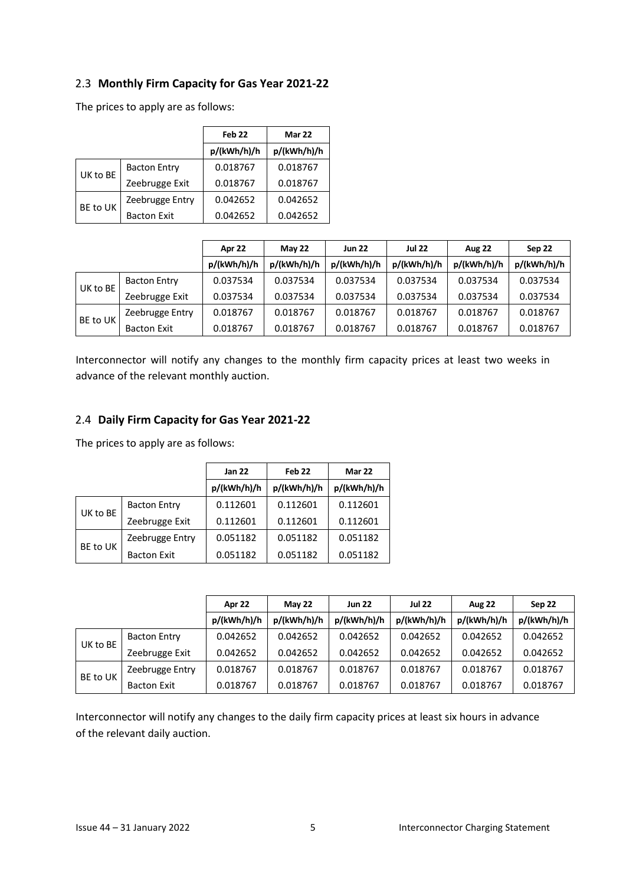## 2.3 **Monthly Firm Capacity for Gas Year 2021-22**

The prices to apply are as follows:

| | | Feb 22 | Mar 22 |
|---|---|---|---|
| | | p/(kWh/h)/h | p/(kWh/h)/h |
| UK to BE | Bacton Entry | 0.018767 | 0.018767 |
| | Zeebrugge Exit | 0.018767 | 0.018767 |
| BE to UK | Zeebrugge Entry | 0.042652 | 0.042652 |
| | Bacton Exit | 0.042652 | 0.042652 |

| | | Apr 22 | May 22 | Jun 22 | Jul 22 | Aug 22 | Sep 22 |
|---|---|---|---|---|---|---|---|
| | | p/(kWh/h)/h | p/(kWh/h)/h | p/(kWh/h)/h | p/(kWh/h)/h | p/(kWh/h)/h | p/(kWh/h)/h |
| UK to BE | Bacton Entry | 0.037534 | 0.037534 | 0.037534 | 0.037534 | 0.037534 | 0.037534 |
| | Zeebrugge Exit | 0.037534 | 0.037534 | 0.037534 | 0.037534 | 0.037534 | 0.037534 |
| BE to UK | Zeebrugge Entry | 0.018767 | 0.018767 | 0.018767 | 0.018767 | 0.018767 | 0.018767 |
| | Bacton Exit | 0.018767 | 0.018767 | 0.018767 | 0.018767 | 0.018767 | 0.018767 |

Interconnector will notify any changes to the monthly firm capacity prices at least two weeks in advance of the relevant monthly auction.

## 2.4 **Daily Firm Capacity for Gas Year 2021-22**

The prices to apply are as follows:

| | | Jan 22 | Feb 22 | Mar 22 |
|---|---|---|---|---|
| | | p/(kWh/h)/h | p/(kWh/h)/h | p/(kWh/h)/h |
| UK to BE | Bacton Entry | 0.112601 | 0.112601 | 0.112601 |
| | Zeebrugge Exit | 0.112601 | 0.112601 | 0.112601 |
| BE to UK | Zeebrugge Entry | 0.051182 | 0.051182 | 0.051182 |
| | Bacton Exit | 0.051182 | 0.051182 | 0.051182 |

| | | Apr 22 | May 22 | Jun 22 | Jul 22 | Aug 22 | Sep 22 |
|---|---|---|---|---|---|---|---|
| | | p/(kWh/h)/h | p/(kWh/h)/h | p/(kWh/h)/h | p/(kWh/h)/h | p/(kWh/h)/h | p/(kWh/h)/h |
| UK to BE | Bacton Entry | 0.042652 | 0.042652 | 0.042652 | 0.042652 | 0.042652 | 0.042652 |
| | Zeebrugge Exit | 0.042652 | 0.042652 | 0.042652 | 0.042652 | 0.042652 | 0.042652 |
| BE to UK | Zeebrugge Entry | 0.018767 | 0.018767 | 0.018767 | 0.018767 | 0.018767 | 0.018767 |
| | Bacton Exit | 0.018767 | 0.018767 | 0.018767 | 0.018767 | 0.018767 | 0.018767 |

Interconnector will notify any changes to the daily firm capacity prices at least six hours in advance of the relevant daily auction.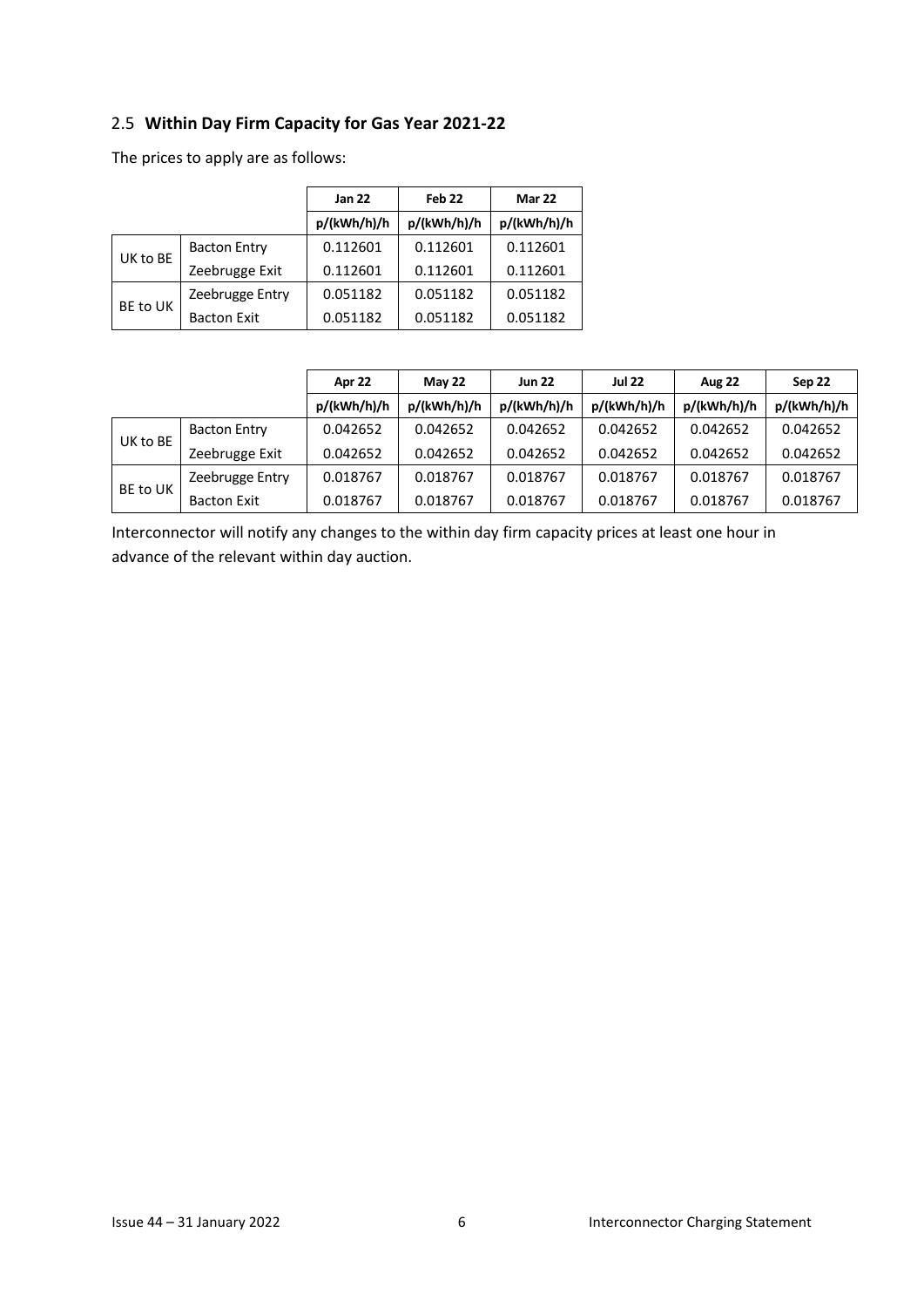## 2.5 **Within Day Firm Capacity for Gas Year 2021-22**

The prices to apply are as follows:

| | | Jan 22 | Feb 22 | Mar 22 |
|---|---|---|---|---|
| | | p/(kWh/h)/h | p/(kWh/h)/h | p/(kWh/h)/h |
| UK to BE | Bacton Entry | 0.112601 | 0.112601 | 0.112601 |
| | Zeebrugge Exit | 0.112601 | 0.112601 | 0.112601 |
| BE to UK | Zeebrugge Entry | 0.051182 | 0.051182 | 0.051182 |
| | Bacton Exit | 0.051182 | 0.051182 | 0.051182 |

| | | Apr 22 | May 22 | Jun 22 | Jul 22 | Aug 22 | Sep 22 |
|---|---|---|---|---|---|---|---|
| | | p/(kWh/h)/h | p/(kWh/h)/h | p/(kWh/h)/h | p/(kWh/h)/h | p/(kWh/h)/h | p/(kWh/h)/h |
| UK to BE | Bacton Entry | 0.042652 | 0.042652 | 0.042652 | 0.042652 | 0.042652 | 0.042652 |
| | Zeebrugge Exit | 0.042652 | 0.042652 | 0.042652 | 0.042652 | 0.042652 | 0.042652 |
| BE to UK | Zeebrugge Entry | 0.018767 | 0.018767 | 0.018767 | 0.018767 | 0.018767 | 0.018767 |
| | Bacton Exit | 0.018767 | 0.018767 | 0.018767 | 0.018767 | 0.018767 | 0.018767 |

Interconnector will notify any changes to the within day firm capacity prices at least one hour in advance of the relevant within day auction.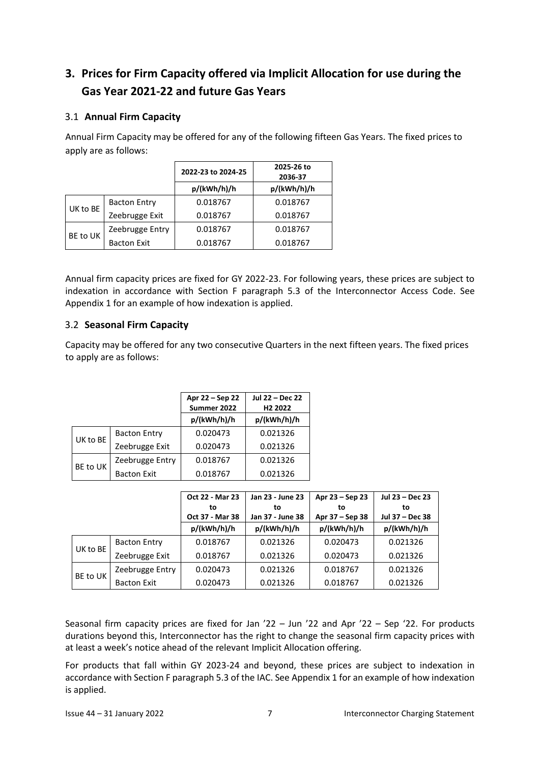## 3. Prices for Firm Capacity offered via Implicit Allocation for use during the Gas Year 2021-22 and future Gas Years

### 3.1 **Annual Firm Capacity**

Annual Firm Capacity may be offered for any of the following fifteen Gas Years. The fixed prices to apply are as follows:

| | | 2022-23 to 2024-25 | 2025-26 to 2036-37 |
|---|---|---|---|
| | | p/(kWh/h)/h | p/(kWh/h)/h |
| UK to BE | Bacton Entry | 0.018767 | 0.018767 |
| | Zeebrugge Exit | 0.018767 | 0.018767 |
| BE to UK | Zeebrugge Entry | 0.018767 | 0.018767 |
| | Bacton Exit | 0.018767 | 0.018767 |

Annual firm capacity prices are fixed for GY 2022-23. For following years, these prices are subject to indexation in accordance with Section F paragraph 5.3 of the Interconnector Access Code. See Appendix 1 for an example of how indexation is applied.

### 3.2 **Seasonal Firm Capacity**

Capacity may be offered for any two consecutive Quarters in the next fifteen years. The fixed prices to apply are as follows:

| | | Apr 22 – Sep 22 Summer 2022 | Jul 22 – Dec 22 H2 2022 |
|---|---|---|---|
| | | p/(kWh/h)/h | p/(kWh/h)/h |
| UK to BE | Bacton Entry | 0.020473 | 0.021326 |
| | Zeebrugge Exit | 0.020473 | 0.021326 |
| BE to UK | Zeebrugge Entry | 0.018767 | 0.021326 |
| | Bacton Exit | 0.018767 | 0.021326 |

| | | Oct 22 - Mar 23 to Oct 37 - Mar 38 | Jan 23 - June 23 to Jan 37 - June 38 | Apr 23 – Sep 23 to Apr 37 – Sep 38 | Jul 23 – Dec 23 to Jul 37 – Dec 38 |
|---|---|---|---|---|---|
| | | p/(kWh/h)/h | p/(kWh/h)/h | p/(kWh/h)/h | p/(kWh/h)/h |
| UK to BE | Bacton Entry | 0.018767 | 0.021326 | 0.020473 | 0.021326 |
| | Zeebrugge Exit | 0.018767 | 0.021326 | 0.020473 | 0.021326 |
| BE to UK | Zeebrugge Entry | 0.020473 | 0.021326 | 0.018767 | 0.021326 |
| | Bacton Exit | 0.020473 | 0.021326 | 0.018767 | 0.021326 |

Seasonal firm capacity prices are fixed for Jan '22 – Jun '22 and Apr '22 – Sep '22. For products durations beyond this, Interconnector has the right to change the seasonal firm capacity prices with at least a week's notice ahead of the relevant Implicit Allocation offering.

For products that fall within GY 2023-24 and beyond, these prices are subject to indexation in accordance with Section F paragraph 5.3 of the IAC. See Appendix 1 for an example of how indexation is applied.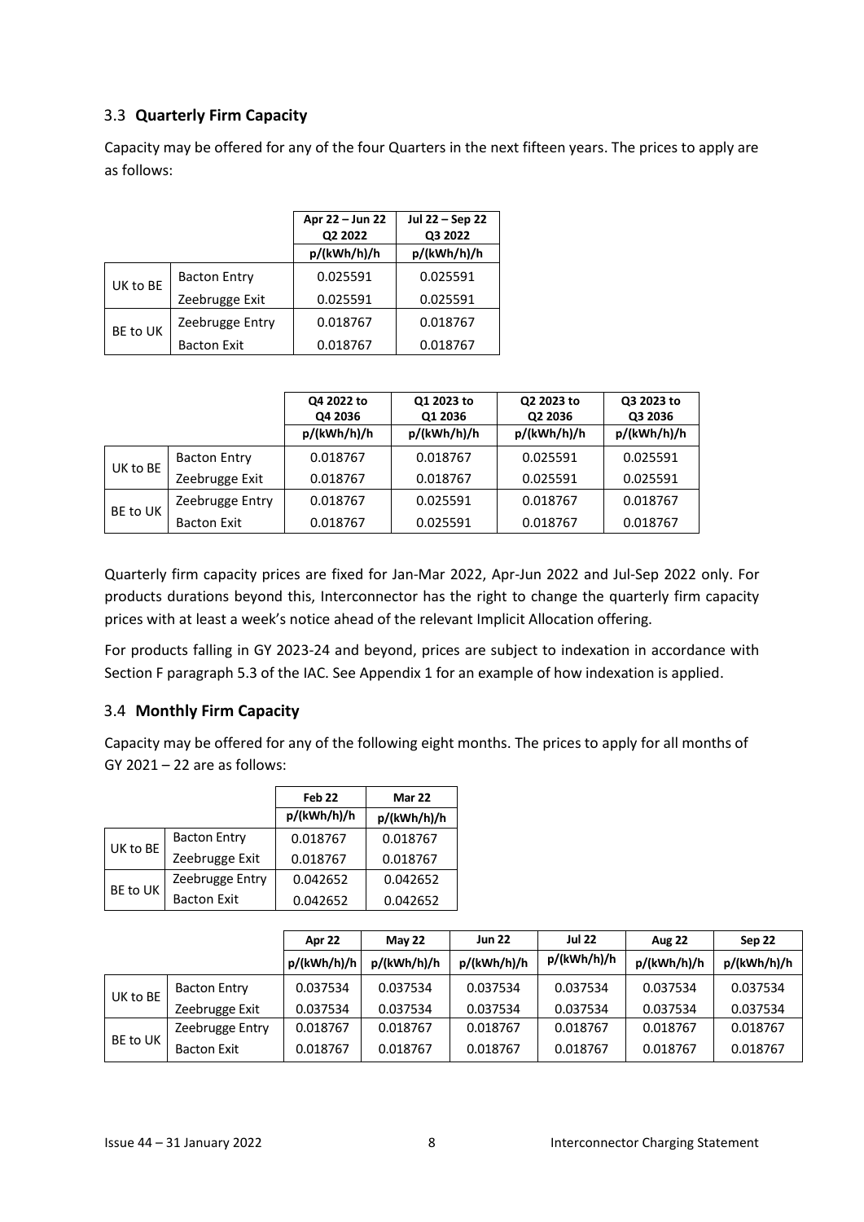### 3.3 **Quarterly Firm Capacity**

Capacity may be offered for any of the four Quarters in the next fifteen years. The prices to apply are as follows:

| | | Apr 22 – Jun 22 Q2 2022 | Jul 22 – Sep 22 Q3 2022 |
|---|---|---|---|
| | | p/(kWh/h)/h | p/(kWh/h)/h |
| UK to BE | Bacton Entry | 0.025591 | 0.025591 |
| | Zeebrugge Exit | 0.025591 | 0.025591 |
| BE to UK | Zeebrugge Entry | 0.018767 | 0.018767 |
| | Bacton Exit | 0.018767 | 0.018767 |

| | | Q4 2022 to Q4 2036 | Q1 2023 to Q1 2036 | Q2 2023 to Q2 2036 | Q3 2023 to Q3 2036 |
|---|---|---|---|---|---|
| | | p/(kWh/h)/h | p/(kWh/h)/h | p/(kWh/h)/h | p/(kWh/h)/h |
| UK to BE | Bacton Entry | 0.018767 | 0.018767 | 0.025591 | 0.025591 |
| | Zeebrugge Exit | 0.018767 | 0.018767 | 0.025591 | 0.025591 |
| BE to UK | Zeebrugge Entry | 0.018767 | 0.025591 | 0.018767 | 0.018767 |
| | Bacton Exit | 0.018767 | 0.025591 | 0.018767 | 0.018767 |

Quarterly firm capacity prices are fixed for Jan-Mar 2022, Apr-Jun 2022 and Jul-Sep 2022 only. For products durations beyond this, Interconnector has the right to change the quarterly firm capacity prices with at least a week's notice ahead of the relevant Implicit Allocation offering.

For products falling in GY 2023-24 and beyond, prices are subject to indexation in accordance with Section F paragraph 5.3 of the IAC. See Appendix 1 for an example of how indexation is applied.

### 3.4 **Monthly Firm Capacity**

Capacity may be offered for any of the following eight months. The prices to apply for all months of GY 2021 – 22 are as follows:

| | | Feb 22 | Mar 22 |
|---|---|---|---|
| | | p/(kWh/h)/h | p/(kWh/h)/h |
| UK to BE | Bacton Entry | 0.018767 | 0.018767 |
| | Zeebrugge Exit | 0.018767 | 0.018767 |
| BE to UK | Zeebrugge Entry | 0.042652 | 0.042652 |
| | Bacton Exit | 0.042652 | 0.042652 |

| | | Apr 22 | May 22 | Jun 22 | Jul 22 | Aug 22 | Sep 22 |
|---|---|---|---|---|---|---|---|
| | | p/(kWh/h)/h | p/(kWh/h)/h | p/(kWh/h)/h | p/(kWh/h)/h | p/(kWh/h)/h | p/(kWh/h)/h |
| UK to BE | Bacton Entry | 0.037534 | 0.037534 | 0.037534 | 0.037534 | 0.037534 | 0.037534 |
| | Zeebrugge Exit | 0.037534 | 0.037534 | 0.037534 | 0.037534 | 0.037534 | 0.037534 |
| BE to UK | Zeebrugge Entry | 0.018767 | 0.018767 | 0.018767 | 0.018767 | 0.018767 | 0.018767 |
| | Bacton Exit | 0.018767 | 0.018767 | 0.018767 | 0.018767 | 0.018767 | 0.018767 |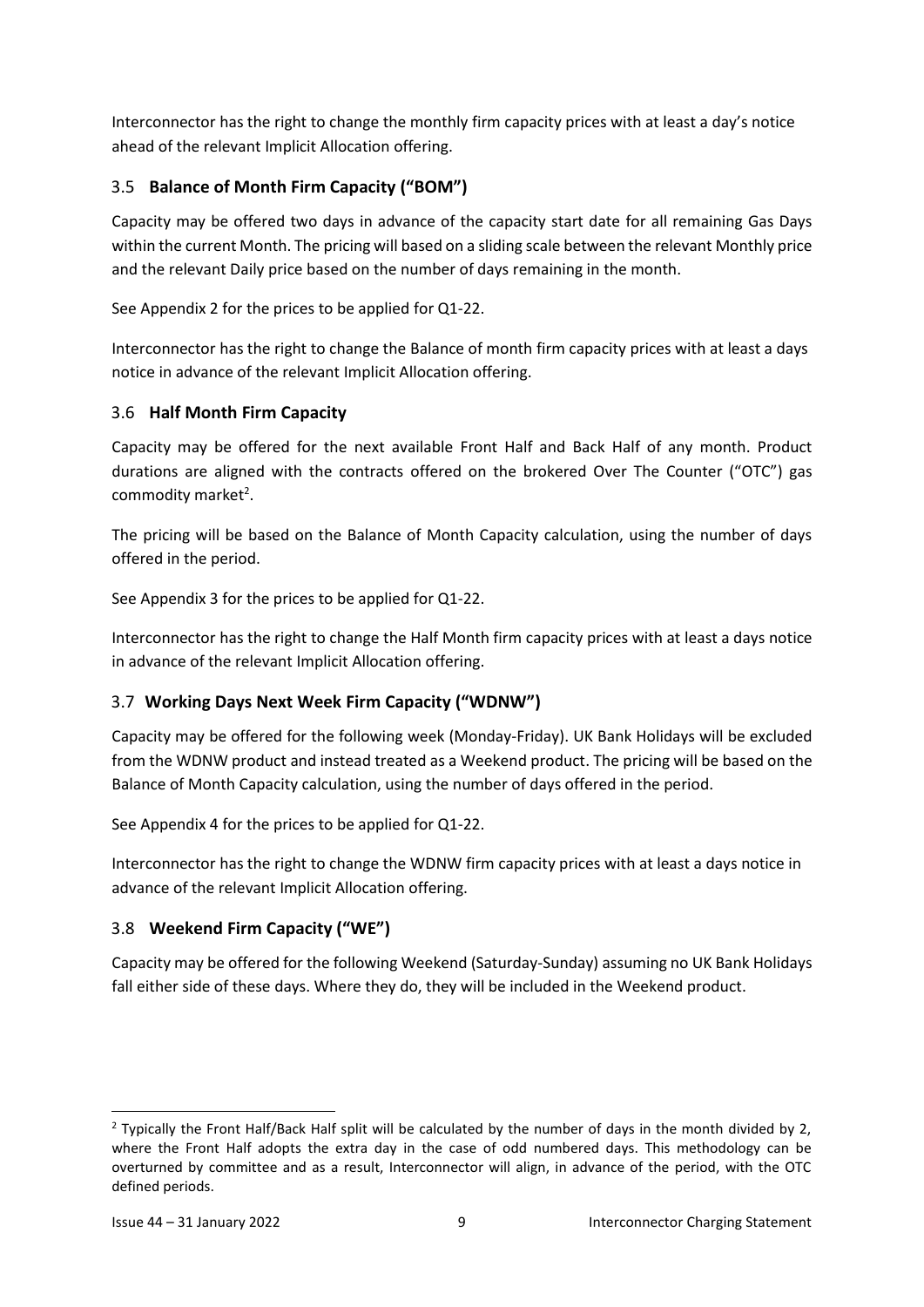Interconnector has the right to change the monthly firm capacity prices with at least a day's notice ahead of the relevant Implicit Allocation offering.

### 3.5 **Balance of Month Firm Capacity ("BOM")**

Capacity may be offered two days in advance of the capacity start date for all remaining Gas Days within the current Month. The pricing will based on a sliding scale between the relevant Monthly price and the relevant Daily price based on the number of days remaining in the month.

See Appendix 2 for the prices to be applied for Q1-22.

Interconnector has the right to change the Balance of month firm capacity prices with at least a days notice in advance of the relevant Implicit Allocation offering.

### 3.6 **Half Month Firm Capacity**

Capacity may be offered for the next available Front Half and Back Half of any month. Product durations are aligned with the contracts offered on the brokered Over The Counter ("OTC") gas commodity market[2].

The pricing will be based on the Balance of Month Capacity calculation, using the number of days offered in the period.

See Appendix 3 for the prices to be applied for Q1-22.

Interconnector has the right to change the Half Month firm capacity prices with at least a days notice in advance of the relevant Implicit Allocation offering.

### 3.7 **Working Days Next Week Firm Capacity ("WDNW")**

Capacity may be offered for the following week (Monday-Friday). UK Bank Holidays will be excluded from the WDNW product and instead treated as a Weekend product. The pricing will be based on the Balance of Month Capacity calculation, using the number of days offered in the period.

See Appendix 4 for the prices to be applied for Q1-22.

Interconnector has the right to change the WDNW firm capacity prices with at least a days notice in advance of the relevant Implicit Allocation offering.

### 3.8 **Weekend Firm Capacity ("WE")**

Capacity may be offered for the following Weekend (Saturday-Sunday) assuming no UK Bank Holidays fall either side of these days. Where they do, they will be included in the Weekend product.

---

[2] Typically the Front Half/Back Half split will be calculated by the number of days in the month divided by 2, where the Front Half adopts the extra day in the case of odd numbered days. This methodology can be overturned by committee and as a result, Interconnector will align, in advance of the period, with the OTC defined periods.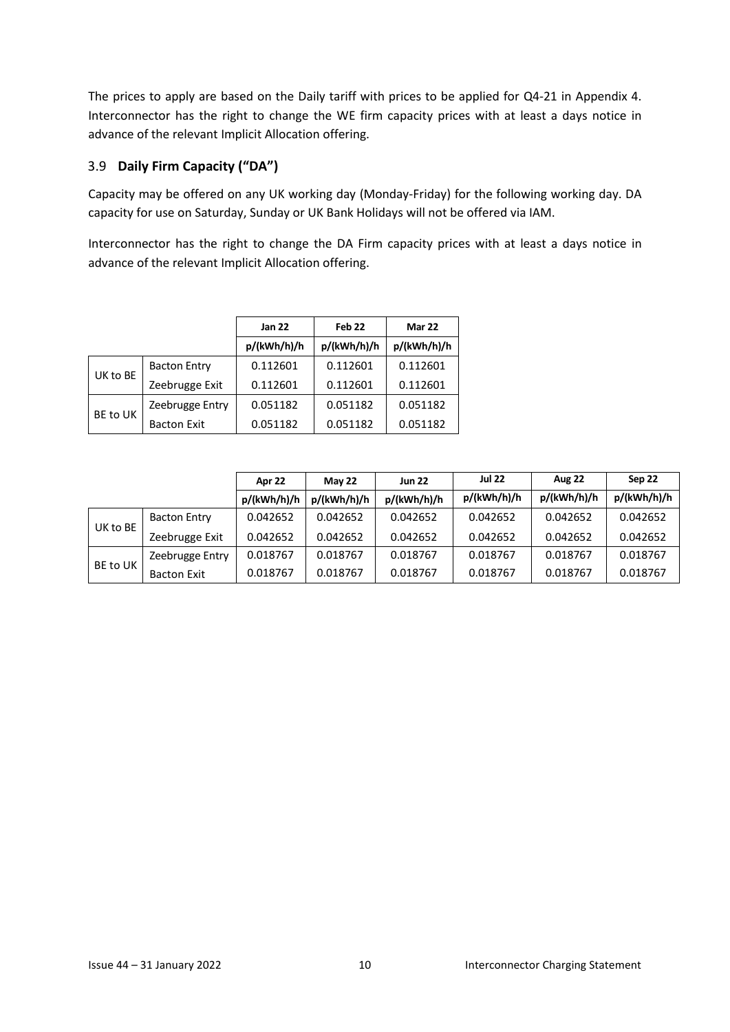The prices to apply are based on the Daily tariff with prices to be applied for Q4-21 in Appendix 4. Interconnector has the right to change the WE firm capacity prices with at least a days notice in advance of the relevant Implicit Allocation offering.

### 3.9 **Daily Firm Capacity ("DA")**

Capacity may be offered on any UK working day (Monday-Friday) for the following working day. DA capacity for use on Saturday, Sunday or UK Bank Holidays will not be offered via IAM.

Interconnector has the right to change the DA Firm capacity prices with at least a days notice in advance of the relevant Implicit Allocation offering.

| | | **Jan 22** | **Feb 22** | **Mar 22** |
|---|---|---|---|---|
| | | **p/(kWh/h)/h** | **p/(kWh/h)/h** | **p/(kWh/h)/h** |
| UK to BE | Bacton Entry | 0.112601 | 0.112601 | 0.112601 |
| | Zeebrugge Exit | 0.112601 | 0.112601 | 0.112601 |
| BE to UK | Zeebrugge Entry | 0.051182 | 0.051182 | 0.051182 |
| | Bacton Exit | 0.051182 | 0.051182 | 0.051182 |

| | | **Apr 22** | **May 22** | **Jun 22** | **Jul 22** | **Aug 22** | **Sep 22** |
|---|---|---|---|---|---|---|---|
| | | **p/(kWh/h)/h** | **p/(kWh/h)/h** | **p/(kWh/h)/h** | **p/(kWh/h)/h** | **p/(kWh/h)/h** | **p/(kWh/h)/h** |
| UK to BE | Bacton Entry | 0.042652 | 0.042652 | 0.042652 | 0.042652 | 0.042652 | 0.042652 |
| | Zeebrugge Exit | 0.042652 | 0.042652 | 0.042652 | 0.042652 | 0.042652 | 0.042652 |
| BE to UK | Zeebrugge Entry | 0.018767 | 0.018767 | 0.018767 | 0.018767 | 0.018767 | 0.018767 |
| | Bacton Exit | 0.018767 | 0.018767 | 0.018767 | 0.018767 | 0.018767 | 0.018767 |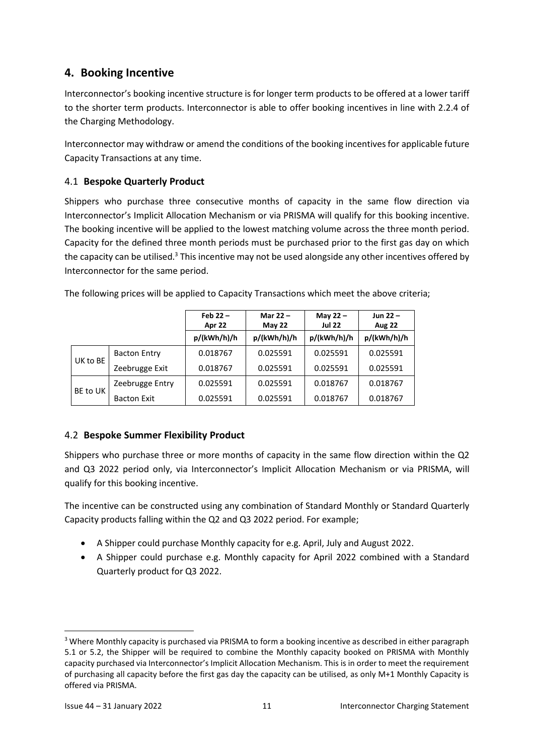## 4. Booking Incentive

Interconnector's booking incentive structure is for longer term products to be offered at a lower tariff to the shorter term products. Interconnector is able to offer booking incentives in line with 2.2.4 of the Charging Methodology.

Interconnector may withdraw or amend the conditions of the booking incentives for applicable future Capacity Transactions at any time.

### 4.1 **Bespoke Quarterly Product**

Shippers who purchase three consecutive months of capacity in the same flow direction via Interconnector's Implicit Allocation Mechanism or via PRISMA will qualify for this booking incentive. The booking incentive will be applied to the lowest matching volume across the three month period. Capacity for the defined three month periods must be purchased prior to the first gas day on which the capacity can be utilised.[3] This incentive may not be used alongside any other incentives offered by Interconnector for the same period.

The following prices will be applied to Capacity Transactions which meet the above criteria;

| | | Feb 22 – Apr 22 | Mar 22 – May 22 | May 22 – Jul 22 | Jun 22 – Aug 22 |
|---|---|---|---|---|---|
| | | p/(kWh/h)/h | p/(kWh/h)/h | p/(kWh/h)/h | p/(kWh/h)/h |
| UK to BE | Bacton Entry | 0.018767 | 0.025591 | 0.025591 | 0.025591 |
| | Zeebrugge Exit | 0.018767 | 0.025591 | 0.025591 | 0.025591 |
| BE to UK | Zeebrugge Entry | 0.025591 | 0.025591 | 0.018767 | 0.018767 |
| | Bacton Exit | 0.025591 | 0.025591 | 0.018767 | 0.018767 |

### 4.2 **Bespoke Summer Flexibility Product**

Shippers who purchase three or more months of capacity in the same flow direction within the Q2 and Q3 2022 period only, via Interconnector's Implicit Allocation Mechanism or via PRISMA, will qualify for this booking incentive.

The incentive can be constructed using any combination of Standard Monthly or Standard Quarterly Capacity products falling within the Q2 and Q3 2022 period. For example;

- A Shipper could purchase Monthly capacity for e.g. April, July and August 2022.
- A Shipper could purchase e.g. Monthly capacity for April 2022 combined with a Standard Quarterly product for Q3 2022.

[3] Where Monthly capacity is purchased via PRISMA to form a booking incentive as described in either paragraph 5.1 or 5.2, the Shipper will be required to combine the Monthly capacity booked on PRISMA with Monthly capacity purchased via Interconnector's Implicit Allocation Mechanism. This is in order to meet the requirement of purchasing all capacity before the first gas day the capacity can be utilised, as only M+1 Monthly Capacity is offered via PRISMA.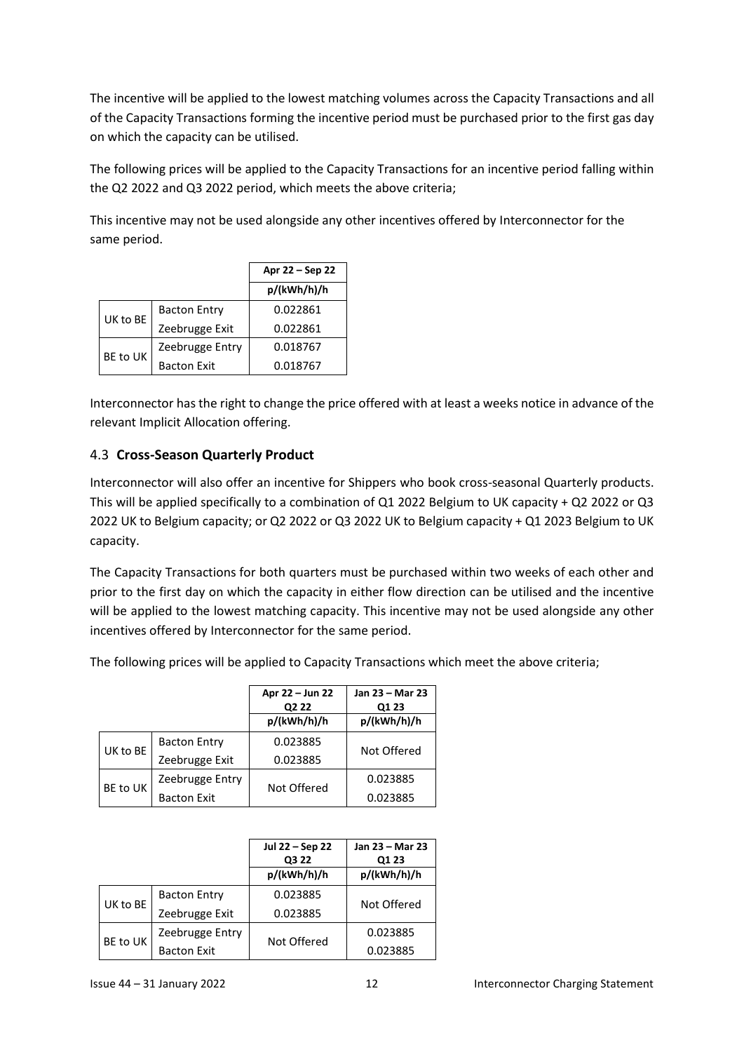The incentive will be applied to the lowest matching volumes across the Capacity Transactions and all of the Capacity Transactions forming the incentive period must be purchased prior to the first gas day on which the capacity can be utilised.

The following prices will be applied to the Capacity Transactions for an incentive period falling within the Q2 2022 and Q3 2022 period, which meets the above criteria;

This incentive may not be used alongside any other incentives offered by Interconnector for the same period.

| | | Apr 22 – Sep 22 |
|---|---|---|
| | | p/(kWh/h)/h |
| UK to BE | Bacton Entry | 0.022861 |
| | Zeebrugge Exit | 0.022861 |
| BE to UK | Zeebrugge Entry | 0.018767 |
| | Bacton Exit | 0.018767 |

Interconnector has the right to change the price offered with at least a weeks notice in advance of the relevant Implicit Allocation offering.

## 4.3 **Cross-Season Quarterly Product**

Interconnector will also offer an incentive for Shippers who book cross-seasonal Quarterly products. This will be applied specifically to a combination of Q1 2022 Belgium to UK capacity + Q2 2022 or Q3 2022 UK to Belgium capacity; or Q2 2022 or Q3 2022 UK to Belgium capacity + Q1 2023 Belgium to UK capacity.

The Capacity Transactions for both quarters must be purchased within two weeks of each other and prior to the first day on which the capacity in either flow direction can be utilised and the incentive will be applied to the lowest matching capacity. This incentive may not be used alongside any other incentives offered by Interconnector for the same period.

The following prices will be applied to Capacity Transactions which meet the above criteria;

| | | Apr 22 – Jun 22 Q2 22 | Jan 23 – Mar 23 Q1 23 |
|---|---|---|---|
| | | p/(kWh/h)/h | p/(kWh/h)/h |
| UK to BE | Bacton Entry | 0.023885 | Not Offered |
| | Zeebrugge Exit | 0.023885 | |
| BE to UK | Zeebrugge Entry | Not Offered | 0.023885 |
| | Bacton Exit | | 0.023885 |

| | | Jul 22 – Sep 22 Q3 22 | Jan 23 – Mar 23 Q1 23 |
|---|---|---|---|
| | | p/(kWh/h)/h | p/(kWh/h)/h |
| UK to BE | Bacton Entry | 0.023885 | Not Offered |
| | Zeebrugge Exit | 0.023885 | |
| BE to UK | Zeebrugge Entry | Not Offered | 0.023885 |
| | Bacton Exit | | 0.023885 |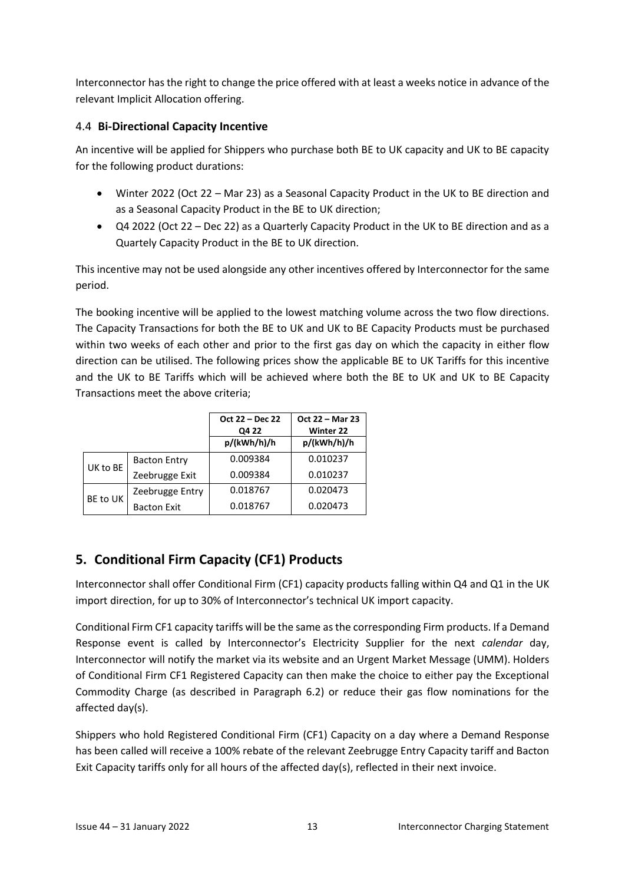Interconnector has the right to change the price offered with at least a weeks notice in advance of the relevant Implicit Allocation offering.

### 4.4 Bi-Directional Capacity Incentive

An incentive will be applied for Shippers who purchase both BE to UK capacity and UK to BE capacity for the following product durations:

- Winter 2022 (Oct 22 – Mar 23) as a Seasonal Capacity Product in the UK to BE direction and as a Seasonal Capacity Product in the BE to UK direction;
- Q4 2022 (Oct 22 – Dec 22) as a Quarterly Capacity Product in the UK to BE direction and as a Quartely Capacity Product in the BE to UK direction.

This incentive may not be used alongside any other incentives offered by Interconnector for the same period.

The booking incentive will be applied to the lowest matching volume across the two flow directions. The Capacity Transactions for both the BE to UK and UK to BE Capacity Products must be purchased within two weeks of each other and prior to the first gas day on which the capacity in either flow direction can be utilised. The following prices show the applicable BE to UK Tariffs for this incentive and the UK to BE Tariffs which will be achieved where both the BE to UK and UK to BE Capacity Transactions meet the above criteria;

| | | Oct 22 – Dec 22 Q4 22 | Oct 22 – Mar 23 Winter 22 |
|---|---|---|---|
| | | p/(kWh/h)/h | p/(kWh/h)/h |
| UK to BE | Bacton Entry | 0.009384 | 0.010237 |
| | Zeebrugge Exit | 0.009384 | 0.010237 |
| BE to UK | Zeebrugge Entry | 0.018767 | 0.020473 |
| | Bacton Exit | 0.018767 | 0.020473 |

## 5. Conditional Firm Capacity (CF1) Products

Interconnector shall offer Conditional Firm (CF1) capacity products falling within Q4 and Q1 in the UK import direction, for up to 30% of Interconnector's technical UK import capacity.

Conditional Firm CF1 capacity tariffs will be the same as the corresponding Firm products. If a Demand Response event is called by Interconnector's Electricity Supplier for the next *calendar* day, Interconnector will notify the market via its website and an Urgent Market Message (UMM). Holders of Conditional Firm CF1 Registered Capacity can then make the choice to either pay the Exceptional Commodity Charge (as described in Paragraph 6.2) or reduce their gas flow nominations for the affected day(s).

Shippers who hold Registered Conditional Firm (CF1) Capacity on a day where a Demand Response has been called will receive a 100% rebate of the relevant Zeebrugge Entry Capacity tariff and Bacton Exit Capacity tariffs only for all hours of the affected day(s), reflected in their next invoice.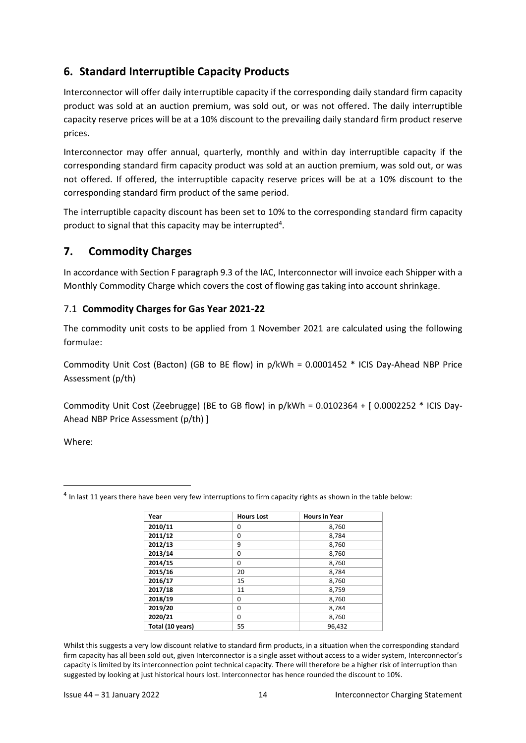## 6. Standard Interruptible Capacity Products

Interconnector will offer daily interruptible capacity if the corresponding daily standard firm capacity product was sold at an auction premium, was sold out, or was not offered. The daily interruptible capacity reserve prices will be at a 10% discount to the prevailing daily standard firm product reserve prices.

Interconnector may offer annual, quarterly, monthly and within day interruptible capacity if the corresponding standard firm capacity product was sold at an auction premium, was sold out, or was not offered. If offered, the interruptible capacity reserve prices will be at a 10% discount to the corresponding standard firm product of the same period.

The interruptible capacity discount has been set to 10% to the corresponding standard firm capacity product to signal that this capacity may be interrupted[4].

## 7. Commodity Charges

In accordance with Section F paragraph 9.3 of the IAC, Interconnector will invoice each Shipper with a Monthly Commodity Charge which covers the cost of flowing gas taking into account shrinkage.

### 7.1 Commodity Charges for Gas Year 2021-22

The commodity unit costs to be applied from 1 November 2021 are calculated using the following formulae:

Commodity Unit Cost (Bacton) (GB to BE flow) in p/kWh = 0.0001452 * ICIS Day-Ahead NBP Price Assessment (p/th)

Commodity Unit Cost (Zeebrugge) (BE to GB flow) in p/kWh = 0.0102364 + [ 0.0002252 * ICIS Day-Ahead NBP Price Assessment (p/th) ]

Where:

[4] In last 11 years there have been very few interruptions to firm capacity rights as shown in the table below:

| Year | Hours Lost | Hours in Year |
|---|---|---|
| **2010/11** | 0 | 8,760 |
| **2011/12** | 0 | 8,784 |
| **2012/13** | 9 | 8,760 |
| **2013/14** | 0 | 8,760 |
| **2014/15** | 0 | 8,760 |
| **2015/16** | 20 | 8,784 |
| **2016/17** | 15 | 8,760 |
| **2017/18** | 11 | 8,759 |
| **2018/19** | 0 | 8,760 |
| **2019/20** | 0 | 8,784 |
| **2020/21** | 0 | 8,760 |
| **Total (10 years)** | 55 | 96,432 |

Whilst this suggests a very low discount relative to standard firm products, in a situation when the corresponding standard firm capacity has all been sold out, given Interconnector is a single asset without access to a wider system, Interconnector's capacity is limited by its interconnection point technical capacity. There will therefore be a higher risk of interruption than suggested by looking at just historical hours lost. Interconnector has hence rounded the discount to 10%.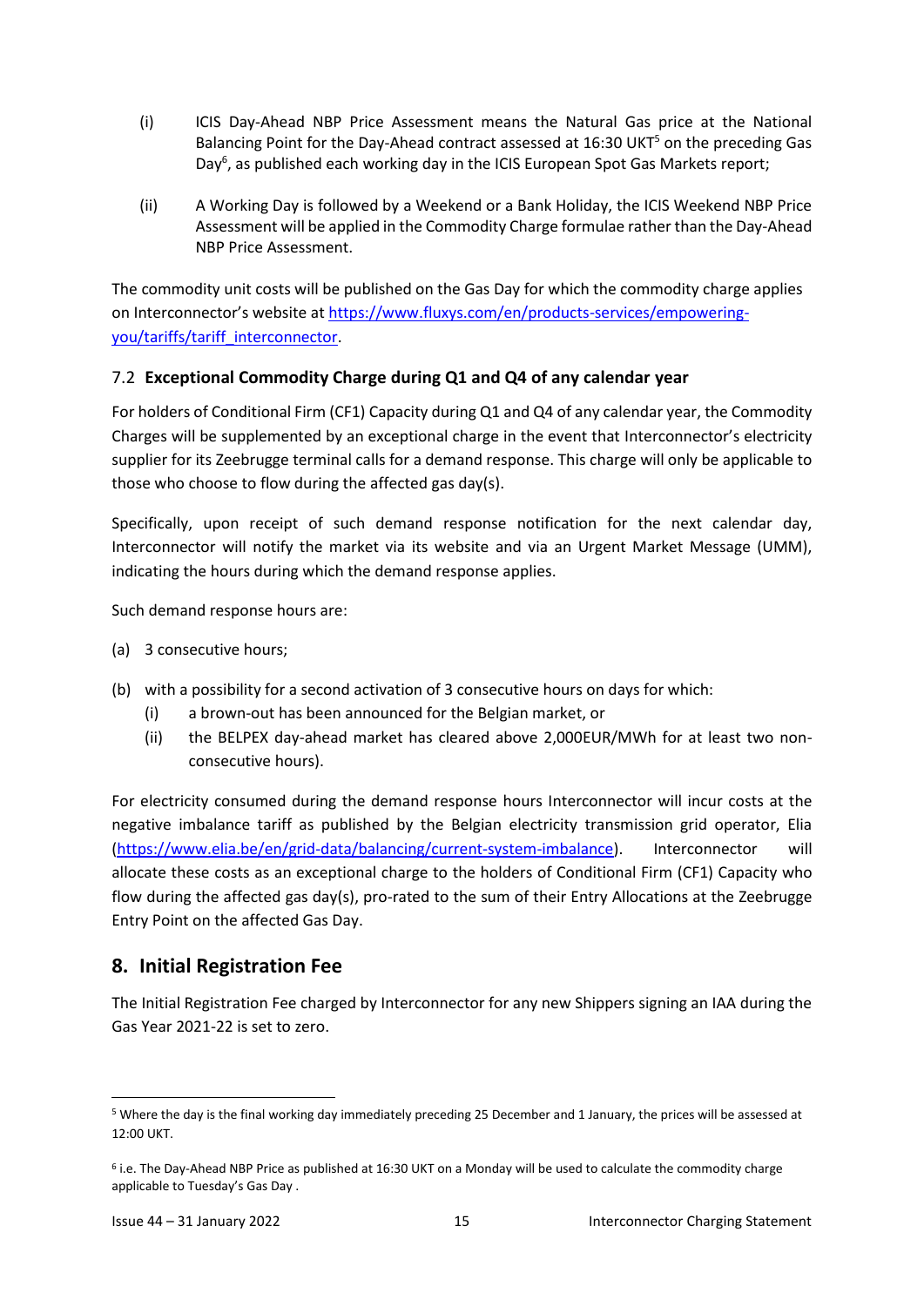(i) ICIS Day-Ahead NBP Price Assessment means the Natural Gas price at the National Balancing Point for the Day-Ahead contract assessed at 16:30 UKT[5] on the preceding Gas Day[6], as published each working day in the ICIS European Spot Gas Markets report;

(ii) A Working Day is followed by a Weekend or a Bank Holiday, the ICIS Weekend NBP Price Assessment will be applied in the Commodity Charge formulae rather than the Day-Ahead NBP Price Assessment.

The commodity unit costs will be published on the Gas Day for which the commodity charge applies on Interconnector's website at https://www.fluxys.com/en/products-services/empowering-you/tariffs/tariff_interconnector.

### 7.2 Exceptional Commodity Charge during Q1 and Q4 of any calendar year

For holders of Conditional Firm (CF1) Capacity during Q1 and Q4 of any calendar year, the Commodity Charges will be supplemented by an exceptional charge in the event that Interconnector's electricity supplier for its Zeebrugge terminal calls for a demand response. This charge will only be applicable to those who choose to flow during the affected gas day(s).

Specifically, upon receipt of such demand response notification for the next calendar day, Interconnector will notify the market via its website and via an Urgent Market Message (UMM), indicating the hours during which the demand response applies.

Such demand response hours are:

(a) 3 consecutive hours;

(b) with a possibility for a second activation of 3 consecutive hours on days for which:
  (i) a brown-out has been announced for the Belgian market, or
  (ii) the BELPEX day-ahead market has cleared above 2,000EUR/MWh for at least two non-consecutive hours).

For electricity consumed during the demand response hours Interconnector will incur costs at the negative imbalance tariff as published by the Belgian electricity transmission grid operator, Elia (https://www.elia.be/en/grid-data/balancing/current-system-imbalance). Interconnector will allocate these costs as an exceptional charge to the holders of Conditional Firm (CF1) Capacity who flow during the affected gas day(s), pro-rated to the sum of their Entry Allocations at the Zeebrugge Entry Point on the affected Gas Day.

## 8. Initial Registration Fee

The Initial Registration Fee charged by Interconnector for any new Shippers signing an IAA during the Gas Year 2021-22 is set to zero.

---

[5] Where the day is the final working day immediately preceding 25 December and 1 January, the prices will be assessed at 12:00 UKT.

[6] i.e. The Day-Ahead NBP Price as published at 16:30 UKT on a Monday will be used to calculate the commodity charge applicable to Tuesday's Gas Day .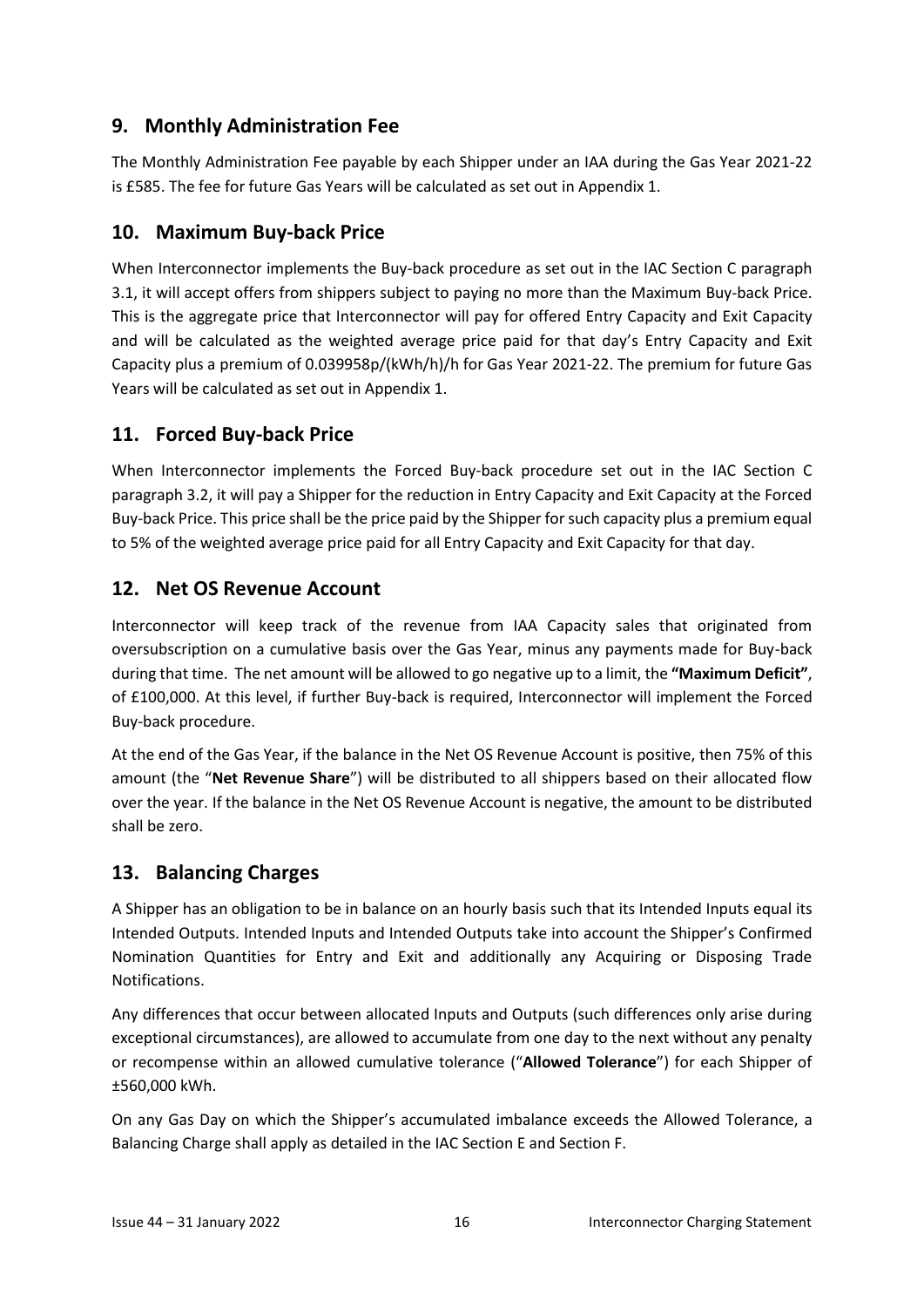## 9. Monthly Administration Fee

The Monthly Administration Fee payable by each Shipper under an IAA during the Gas Year 2021-22 is £585. The fee for future Gas Years will be calculated as set out in Appendix 1.

## 10. Maximum Buy-back Price

When Interconnector implements the Buy-back procedure as set out in the IAC Section C paragraph 3.1, it will accept offers from shippers subject to paying no more than the Maximum Buy-back Price. This is the aggregate price that Interconnector will pay for offered Entry Capacity and Exit Capacity and will be calculated as the weighted average price paid for that day's Entry Capacity and Exit Capacity plus a premium of 0.039958p/(kWh/h)/h for Gas Year 2021-22. The premium for future Gas Years will be calculated as set out in Appendix 1.

## 11. Forced Buy-back Price

When Interconnector implements the Forced Buy-back procedure set out in the IAC Section C paragraph 3.2, it will pay a Shipper for the reduction in Entry Capacity and Exit Capacity at the Forced Buy-back Price. This price shall be the price paid by the Shipper for such capacity plus a premium equal to 5% of the weighted average price paid for all Entry Capacity and Exit Capacity for that day.

## 12. Net OS Revenue Account

Interconnector will keep track of the revenue from IAA Capacity sales that originated from oversubscription on a cumulative basis over the Gas Year, minus any payments made for Buy-back during that time. The net amount will be allowed to go negative up to a limit, the **"Maximum Deficit"**, of £100,000. At this level, if further Buy-back is required, Interconnector will implement the Forced Buy-back procedure.

At the end of the Gas Year, if the balance in the Net OS Revenue Account is positive, then 75% of this amount (the "**Net Revenue Share**") will be distributed to all shippers based on their allocated flow over the year. If the balance in the Net OS Revenue Account is negative, the amount to be distributed shall be zero.

## 13. Balancing Charges

A Shipper has an obligation to be in balance on an hourly basis such that its Intended Inputs equal its Intended Outputs. Intended Inputs and Intended Outputs take into account the Shipper's Confirmed Nomination Quantities for Entry and Exit and additionally any Acquiring or Disposing Trade Notifications.

Any differences that occur between allocated Inputs and Outputs (such differences only arise during exceptional circumstances), are allowed to accumulate from one day to the next without any penalty or recompense within an allowed cumulative tolerance ("**Allowed Tolerance**") for each Shipper of ±560,000 kWh.

On any Gas Day on which the Shipper's accumulated imbalance exceeds the Allowed Tolerance, a Balancing Charge shall apply as detailed in the IAC Section E and Section F.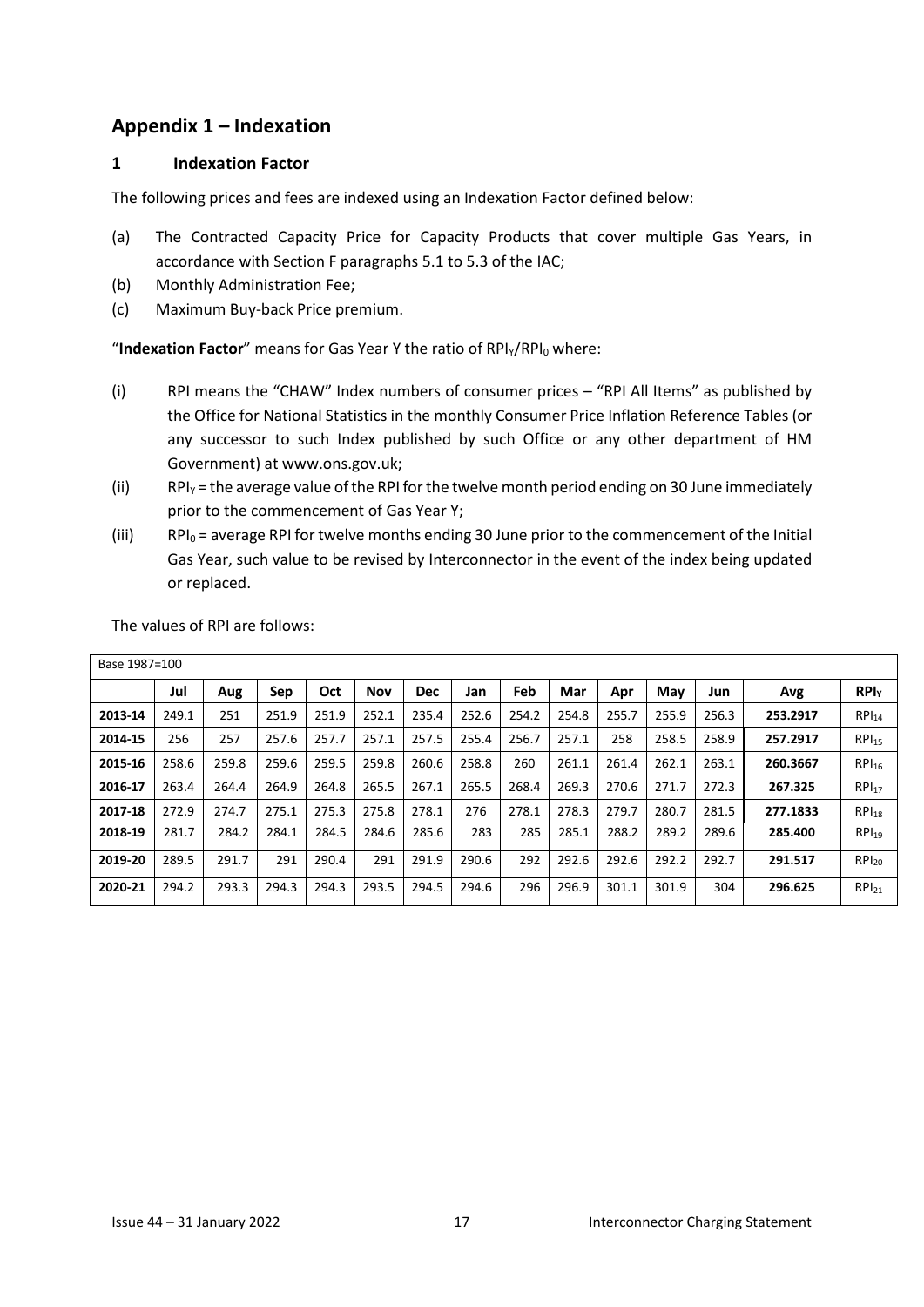## Appendix 1 – Indexation

### 1 Indexation Factor

The following prices and fees are indexed using an Indexation Factor defined below:

(a) The Contracted Capacity Price for Capacity Products that cover multiple Gas Years, in accordance with Section F paragraphs 5.1 to 5.3 of the IAC;

(b) Monthly Administration Fee;

(c) Maximum Buy-back Price premium.

"**Indexation Factor**" means for Gas Year Y the ratio of $RPI_Y/RPI_0$ where:

(i) RPI means the "CHAW" Index numbers of consumer prices – "RPI All Items" as published by the Office for National Statistics in the monthly Consumer Price Inflation Reference Tables (or any successor to such Index published by such Office or any other department of HM Government) at www.ons.gov.uk;

(ii) $RPI_Y$ = the average value of the RPI for the twelve month period ending on 30 June immediately prior to the commencement of Gas Year Y;

(iii) $RPI_0$ = average RPI for twelve months ending 30 June prior to the commencement of the Initial Gas Year, such value to be revised by Interconnector in the event of the index being updated or replaced.

The values of RPI are follows:

| Base 1987=100 | | | | | | | | | | | | | | |
|---|---|---|---|---|---|---|---|---|---|---|---|---|---|---|
| | **Jul** | **Aug** | **Sep** | **Oct** | **Nov** | **Dec** | **Jan** | **Feb** | **Mar** | **Apr** | **May** | **Jun** | **Avg** | **$RPI_Y$** |
| **2013-14** | 249.1 | 251 | 251.9 | 251.9 | 252.1 | 235.4 | 252.6 | 254.2 | 254.8 | 255.7 | 255.9 | 256.3 | **253.2917** | $RPI_{14}$ |
| **2014-15** | 256 | 257 | 257.6 | 257.7 | 257.1 | 257.5 | 255.4 | 256.7 | 257.1 | 258 | 258.5 | 258.9 | **257.2917** | $RPI_{15}$ |
| **2015-16** | 258.6 | 259.8 | 259.6 | 259.5 | 259.8 | 260.6 | 258.8 | 260 | 261.1 | 261.4 | 262.1 | 263.1 | **260.3667** | $RPI_{16}$ |
| **2016-17** | 263.4 | 264.4 | 264.9 | 264.8 | 265.5 | 267.1 | 265.5 | 268.4 | 269.3 | 270.6 | 271.7 | 272.3 | **267.325** | $RPI_{17}$ |
| **2017-18** | 272.9 | 274.7 | 275.1 | 275.3 | 275.8 | 278.1 | 276 | 278.1 | 278.3 | 279.7 | 280.7 | 281.5 | **277.1833** | $RPI_{18}$ |
| **2018-19** | 281.7 | 284.2 | 284.1 | 284.5 | 284.6 | 285.6 | 283 | 285 | 285.1 | 288.2 | 289.2 | 289.6 | **285.400** | $RPI_{19}$ |
| **2019-20** | 289.5 | 291.7 | 291 | 290.4 | 291 | 291.9 | 290.6 | 292 | 292.6 | 292.6 | 292.2 | 292.7 | **291.517** | $RPI_{20}$ |
| **2020-21** | 294.2 | 293.3 | 294.3 | 294.3 | 293.5 | 294.5 | 294.6 | 296 | 296.9 | 301.1 | 301.9 | 304 | **296.625** | $RPI_{21}$ |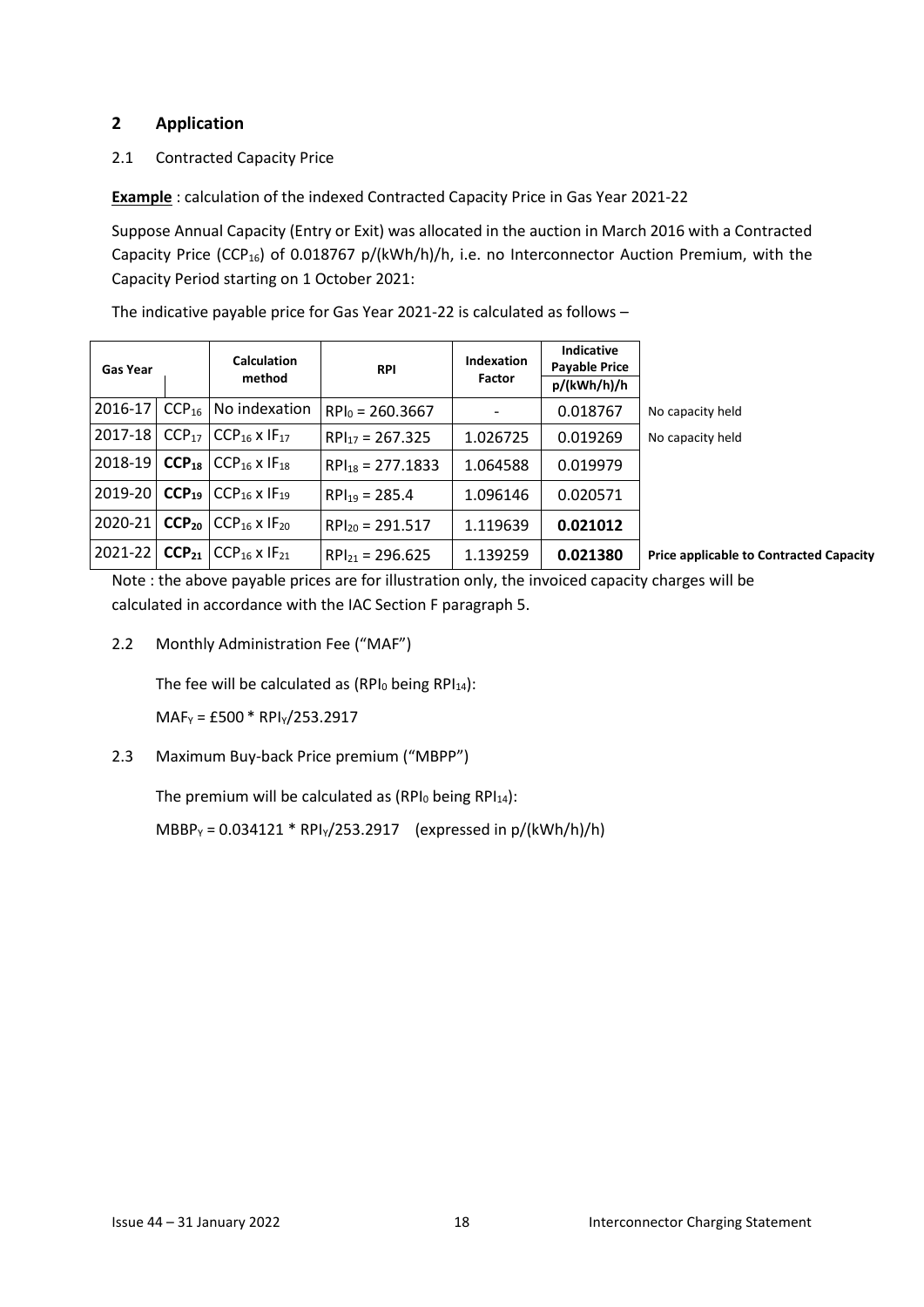## 2 Application

### 2.1 Contracted Capacity Price

**Example** : calculation of the indexed Contracted Capacity Price in Gas Year 2021-22

Suppose Annual Capacity (Entry or Exit) was allocated in the auction in March 2016 with a Contracted Capacity Price ($CCP_{16}$) of 0.018767 p/(kWh/h)/h, i.e. no Interconnector Auction Premium, with the Capacity Period starting on 1 October 2021:

The indicative payable price for Gas Year 2021-22 is calculated as follows –

| Gas Year | | Calculation method | RPI | Indexation Factor | Indicative Payable Price p/(kWh/h)/h | |
|---|---|---|---|---|---|---|
| 2016-17 | $CCP_{16}$ | No indexation | $RPI_0$ = 260.3667 | - | 0.018767 | No capacity held |
| 2017-18 | $CCP_{17}$ | $CCP_{16} \times IF_{17}$ | $RPI_{17}$ = 267.325 | 1.026725 | 0.019269 | No capacity held |
| 2018-19 | $\mathbf{CCP_{18}}$ | $CCP_{16} \times IF_{18}$ | $RPI_{18}$ = 277.1833 | 1.064588 | 0.019979 | |
| 2019-20 | $\mathbf{CCP_{19}}$ | $CCP_{16} \times IF_{19}$ | $RPI_{19}$ = 285.4 | 1.096146 | 0.020571 | |
| 2020-21 | $\mathbf{CCP_{20}}$ | $CCP_{16} \times IF_{20}$ | $RPI_{20}$ = 291.517 | 1.119639 | **0.021012** | |
| 2021-22 | $\mathbf{CCP_{21}}$ | $CCP_{16} \times IF_{21}$ | $RPI_{21}$ = 296.625 | 1.139259 | **0.021380** | **Price applicable to Contracted Capacity** |

Note : the above payable prices are for illustration only, the invoiced capacity charges will be calculated in accordance with the IAC Section F paragraph 5.

### 2.2 Monthly Administration Fee ("MAF")

The fee will be calculated as ($RPI_0$ being $RPI_{14}$):

$MAF_Y$ = £500 * $RPI_Y$/253.2917

### 2.3 Maximum Buy-back Price premium ("MBPP")

The premium will be calculated as ($RPI_0$ being $RPI_{14}$):

$MBBP_Y$ = 0.034121 * $RPI_Y$/253.2917 (expressed in p/(kWh/h)/h)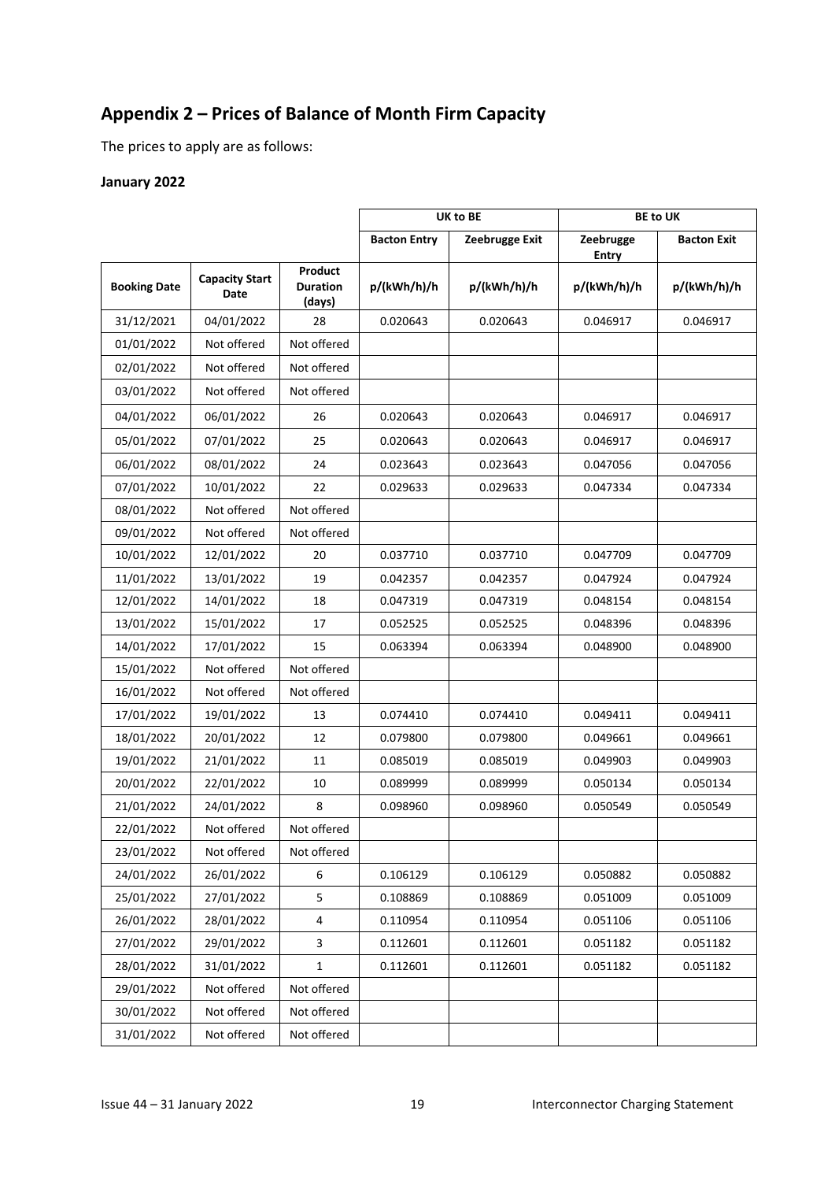## Appendix 2 – Prices of Balance of Month Firm Capacity

The prices to apply are as follows:

### January 2022

| | | | UK to BE | | BE to UK | |
|---|---|---|---|---|---|---|
| | | | Bacton Entry | Zeebrugge Exit | Zeebrugge Entry | Bacton Exit |
| **Booking Date** | **Capacity Start Date** | **Product Duration (days)** | **p/(kWh/h)/h** | **p/(kWh/h)/h** | **p/(kWh/h)/h** | **p/(kWh/h)/h** |
| 31/12/2021 | 04/01/2022 | 28 | 0.020643 | 0.020643 | 0.046917 | 0.046917 |
| 01/01/2022 | Not offered | Not offered | | | | |
| 02/01/2022 | Not offered | Not offered | | | | |
| 03/01/2022 | Not offered | Not offered | | | | |
| 04/01/2022 | 06/01/2022 | 26 | 0.020643 | 0.020643 | 0.046917 | 0.046917 |
| 05/01/2022 | 07/01/2022 | 25 | 0.020643 | 0.020643 | 0.046917 | 0.046917 |
| 06/01/2022 | 08/01/2022 | 24 | 0.023643 | 0.023643 | 0.047056 | 0.047056 |
| 07/01/2022 | 10/01/2022 | 22 | 0.029633 | 0.029633 | 0.047334 | 0.047334 |
| 08/01/2022 | Not offered | Not offered | | | | |
| 09/01/2022 | Not offered | Not offered | | | | |
| 10/01/2022 | 12/01/2022 | 20 | 0.037710 | 0.037710 | 0.047709 | 0.047709 |
| 11/01/2022 | 13/01/2022 | 19 | 0.042357 | 0.042357 | 0.047924 | 0.047924 |
| 12/01/2022 | 14/01/2022 | 18 | 0.047319 | 0.047319 | 0.048154 | 0.048154 |
| 13/01/2022 | 15/01/2022 | 17 | 0.052525 | 0.052525 | 0.048396 | 0.048396 |
| 14/01/2022 | 17/01/2022 | 15 | 0.063394 | 0.063394 | 0.048900 | 0.048900 |
| 15/01/2022 | Not offered | Not offered | | | | |
| 16/01/2022 | Not offered | Not offered | | | | |
| 17/01/2022 | 19/01/2022 | 13 | 0.074410 | 0.074410 | 0.049411 | 0.049411 |
| 18/01/2022 | 20/01/2022 | 12 | 0.079800 | 0.079800 | 0.049661 | 0.049661 |
| 19/01/2022 | 21/01/2022 | 11 | 0.085019 | 0.085019 | 0.049903 | 0.049903 |
| 20/01/2022 | 22/01/2022 | 10 | 0.089999 | 0.089999 | 0.050134 | 0.050134 |
| 21/01/2022 | 24/01/2022 | 8 | 0.098960 | 0.098960 | 0.050549 | 0.050549 |
| 22/01/2022 | Not offered | Not offered | | | | |
| 23/01/2022 | Not offered | Not offered | | | | |
| 24/01/2022 | 26/01/2022 | 6 | 0.106129 | 0.106129 | 0.050882 | 0.050882 |
| 25/01/2022 | 27/01/2022 | 5 | 0.108869 | 0.108869 | 0.051009 | 0.051009 |
| 26/01/2022 | 28/01/2022 | 4 | 0.110954 | 0.110954 | 0.051106 | 0.051106 |
| 27/01/2022 | 29/01/2022 | 3 | 0.112601 | 0.112601 | 0.051182 | 0.051182 |
| 28/01/2022 | 31/01/2022 | 1 | 0.112601 | 0.112601 | 0.051182 | 0.051182 |
| 29/01/2022 | Not offered | Not offered | | | | |
| 30/01/2022 | Not offered | Not offered | | | | |
| 31/01/2022 | Not offered | Not offered | | | | |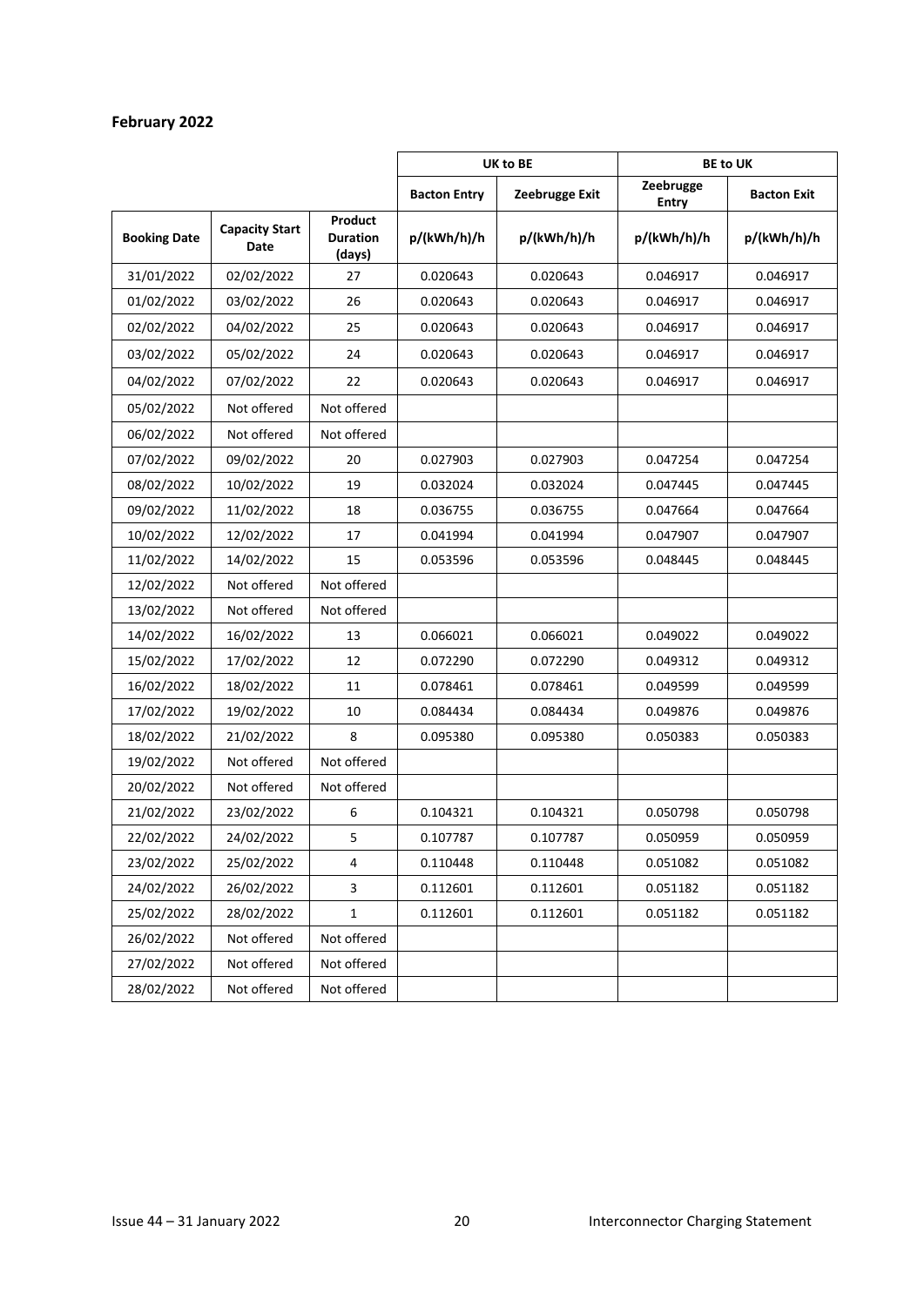**February 2022**

| | | | UK to BE | | BE to UK | |
|---|---|---|---|---|---|---|
| | | | Bacton Entry | Zeebrugge Exit | Zeebrugge Entry | Bacton Exit |
| Booking Date | Capacity Start Date | Product Duration (days) | p/(kWh/h)/h | p/(kWh/h)/h | p/(kWh/h)/h | p/(kWh/h)/h |
| 31/01/2022 | 02/02/2022 | 27 | 0.020643 | 0.020643 | 0.046917 | 0.046917 |
| 01/02/2022 | 03/02/2022 | 26 | 0.020643 | 0.020643 | 0.046917 | 0.046917 |
| 02/02/2022 | 04/02/2022 | 25 | 0.020643 | 0.020643 | 0.046917 | 0.046917 |
| 03/02/2022 | 05/02/2022 | 24 | 0.020643 | 0.020643 | 0.046917 | 0.046917 |
| 04/02/2022 | 07/02/2022 | 22 | 0.020643 | 0.020643 | 0.046917 | 0.046917 |
| 05/02/2022 | Not offered | Not offered | | | | |
| 06/02/2022 | Not offered | Not offered | | | | |
| 07/02/2022 | 09/02/2022 | 20 | 0.027903 | 0.027903 | 0.047254 | 0.047254 |
| 08/02/2022 | 10/02/2022 | 19 | 0.032024 | 0.032024 | 0.047445 | 0.047445 |
| 09/02/2022 | 11/02/2022 | 18 | 0.036755 | 0.036755 | 0.047664 | 0.047664 |
| 10/02/2022 | 12/02/2022 | 17 | 0.041994 | 0.041994 | 0.047907 | 0.047907 |
| 11/02/2022 | 14/02/2022 | 15 | 0.053596 | 0.053596 | 0.048445 | 0.048445 |
| 12/02/2022 | Not offered | Not offered | | | | |
| 13/02/2022 | Not offered | Not offered | | | | |
| 14/02/2022 | 16/02/2022 | 13 | 0.066021 | 0.066021 | 0.049022 | 0.049022 |
| 15/02/2022 | 17/02/2022 | 12 | 0.072290 | 0.072290 | 0.049312 | 0.049312 |
| 16/02/2022 | 18/02/2022 | 11 | 0.078461 | 0.078461 | 0.049599 | 0.049599 |
| 17/02/2022 | 19/02/2022 | 10 | 0.084434 | 0.084434 | 0.049876 | 0.049876 |
| 18/02/2022 | 21/02/2022 | 8 | 0.095380 | 0.095380 | 0.050383 | 0.050383 |
| 19/02/2022 | Not offered | Not offered | | | | |
| 20/02/2022 | Not offered | Not offered | | | | |
| 21/02/2022 | 23/02/2022 | 6 | 0.104321 | 0.104321 | 0.050798 | 0.050798 |
| 22/02/2022 | 24/02/2022 | 5 | 0.107787 | 0.107787 | 0.050959 | 0.050959 |
| 23/02/2022 | 25/02/2022 | 4 | 0.110448 | 0.110448 | 0.051082 | 0.051082 |
| 24/02/2022 | 26/02/2022 | 3 | 0.112601 | 0.112601 | 0.051182 | 0.051182 |
| 25/02/2022 | 28/02/2022 | 1 | 0.112601 | 0.112601 | 0.051182 | 0.051182 |
| 26/02/2022 | Not offered | Not offered | | | | |
| 27/02/2022 | Not offered | Not offered | | | | |
| 28/02/2022 | Not offered | Not offered | | | | |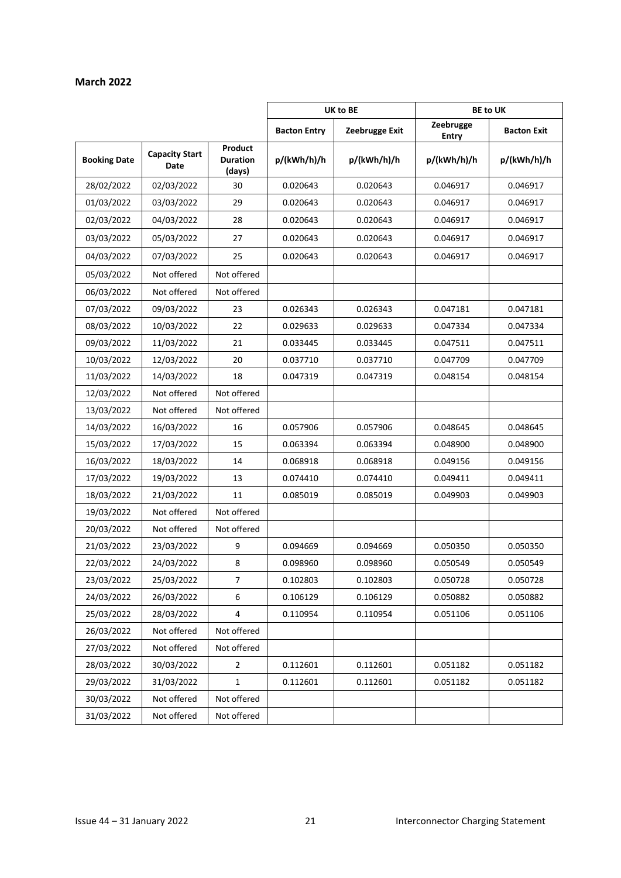**March 2022**

| | | | UK to BE | | BE to UK | |
|---|---|---|---|---|---|---|
| | | | Bacton Entry | Zeebrugge Exit | Zeebrugge Entry | Bacton Exit |
| Booking Date | Capacity Start Date | Product Duration (days) | p/(kWh/h)/h | p/(kWh/h)/h | p/(kWh/h)/h | p/(kWh/h)/h |
| 28/02/2022 | 02/03/2022 | 30 | 0.020643 | 0.020643 | 0.046917 | 0.046917 |
| 01/03/2022 | 03/03/2022 | 29 | 0.020643 | 0.020643 | 0.046917 | 0.046917 |
| 02/03/2022 | 04/03/2022 | 28 | 0.020643 | 0.020643 | 0.046917 | 0.046917 |
| 03/03/2022 | 05/03/2022 | 27 | 0.020643 | 0.020643 | 0.046917 | 0.046917 |
| 04/03/2022 | 07/03/2022 | 25 | 0.020643 | 0.020643 | 0.046917 | 0.046917 |
| 05/03/2022 | Not offered | Not offered | | | | |
| 06/03/2022 | Not offered | Not offered | | | | |
| 07/03/2022 | 09/03/2022 | 23 | 0.026343 | 0.026343 | 0.047181 | 0.047181 |
| 08/03/2022 | 10/03/2022 | 22 | 0.029633 | 0.029633 | 0.047334 | 0.047334 |
| 09/03/2022 | 11/03/2022 | 21 | 0.033445 | 0.033445 | 0.047511 | 0.047511 |
| 10/03/2022 | 12/03/2022 | 20 | 0.037710 | 0.037710 | 0.047709 | 0.047709 |
| 11/03/2022 | 14/03/2022 | 18 | 0.047319 | 0.047319 | 0.048154 | 0.048154 |
| 12/03/2022 | Not offered | Not offered | | | | |
| 13/03/2022 | Not offered | Not offered | | | | |
| 14/03/2022 | 16/03/2022 | 16 | 0.057906 | 0.057906 | 0.048645 | 0.048645 |
| 15/03/2022 | 17/03/2022 | 15 | 0.063394 | 0.063394 | 0.048900 | 0.048900 |
| 16/03/2022 | 18/03/2022 | 14 | 0.068918 | 0.068918 | 0.049156 | 0.049156 |
| 17/03/2022 | 19/03/2022 | 13 | 0.074410 | 0.074410 | 0.049411 | 0.049411 |
| 18/03/2022 | 21/03/2022 | 11 | 0.085019 | 0.085019 | 0.049903 | 0.049903 |
| 19/03/2022 | Not offered | Not offered | | | | |
| 20/03/2022 | Not offered | Not offered | | | | |
| 21/03/2022 | 23/03/2022 | 9 | 0.094669 | 0.094669 | 0.050350 | 0.050350 |
| 22/03/2022 | 24/03/2022 | 8 | 0.098960 | 0.098960 | 0.050549 | 0.050549 |
| 23/03/2022 | 25/03/2022 | 7 | 0.102803 | 0.102803 | 0.050728 | 0.050728 |
| 24/03/2022 | 26/03/2022 | 6 | 0.106129 | 0.106129 | 0.050882 | 0.050882 |
| 25/03/2022 | 28/03/2022 | 4 | 0.110954 | 0.110954 | 0.051106 | 0.051106 |
| 26/03/2022 | Not offered | Not offered | | | | |
| 27/03/2022 | Not offered | Not offered | | | | |
| 28/03/2022 | 30/03/2022 | 2 | 0.112601 | 0.112601 | 0.051182 | 0.051182 |
| 29/03/2022 | 31/03/2022 | 1 | 0.112601 | 0.112601 | 0.051182 | 0.051182 |
| 30/03/2022 | Not offered | Not offered | | | | |
| 31/03/2022 | Not offered | Not offered | | | | |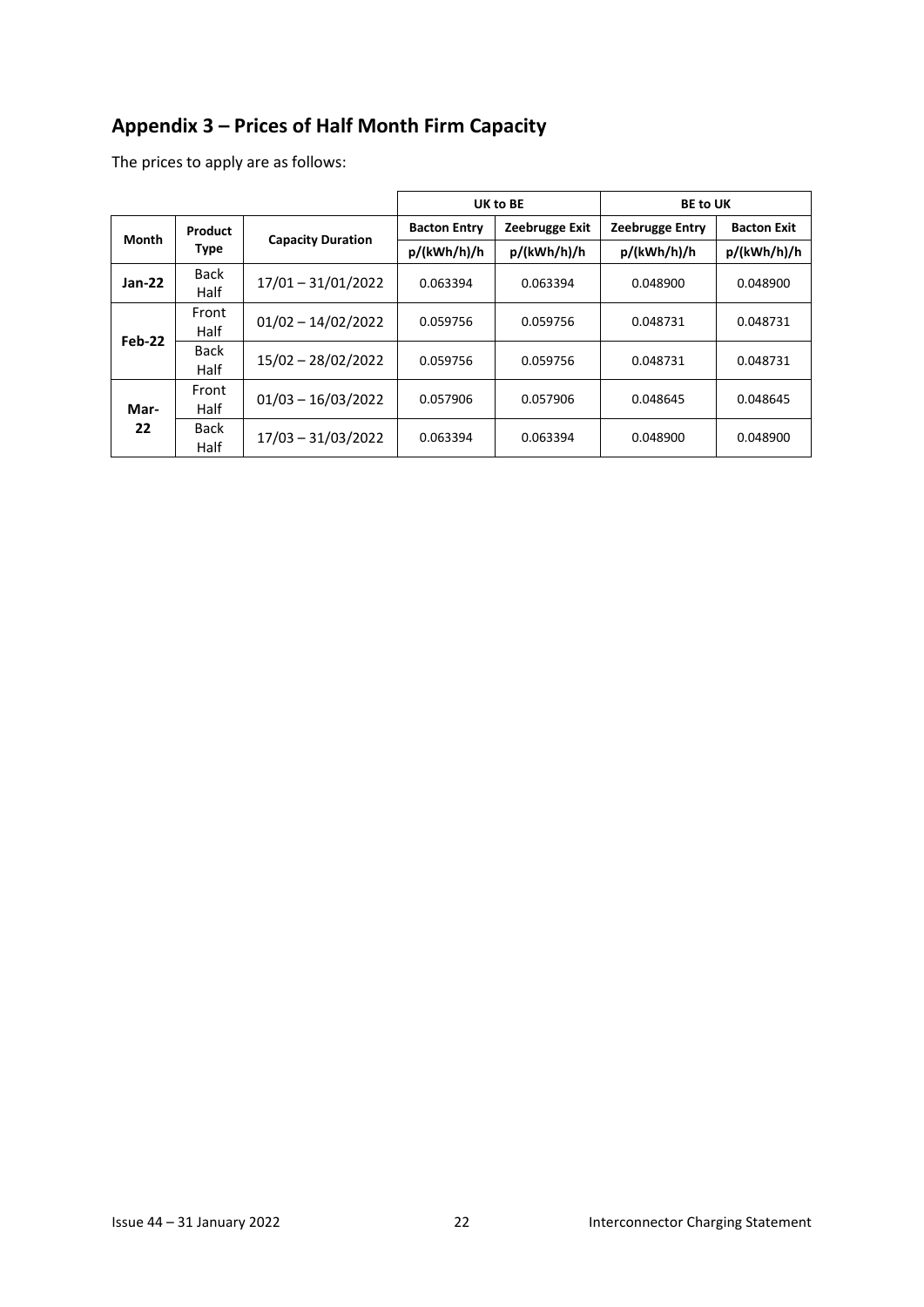## Appendix 3 – Prices of Half Month Firm Capacity

The prices to apply are as follows:

| Month | Product Type | Capacity Duration | UK to BE | | BE to UK | |
|---|---|---|---|---|---|---|
| | | | **Bacton Entry** | **Zeebrugge Exit** | **Zeebrugge Entry** | **Bacton Exit** |
| | | | **p/(kWh/h)/h** | **p/(kWh/h)/h** | **p/(kWh/h)/h** | **p/(kWh/h)/h** |
| **Jan-22** | Back Half | 17/01 – 31/01/2022 | 0.063394 | 0.063394 | 0.048900 | 0.048900 |
| **Feb-22** | Front Half | 01/02 – 14/02/2022 | 0.059756 | 0.059756 | 0.048731 | 0.048731 |
| | Back Half | 15/02 – 28/02/2022 | 0.059756 | 0.059756 | 0.048731 | 0.048731 |
| **Mar-22** | Front Half | 01/03 – 16/03/2022 | 0.057906 | 0.057906 | 0.048645 | 0.048645 |
| | Back Half | 17/03 – 31/03/2022 | 0.063394 | 0.063394 | 0.048900 | 0.048900 |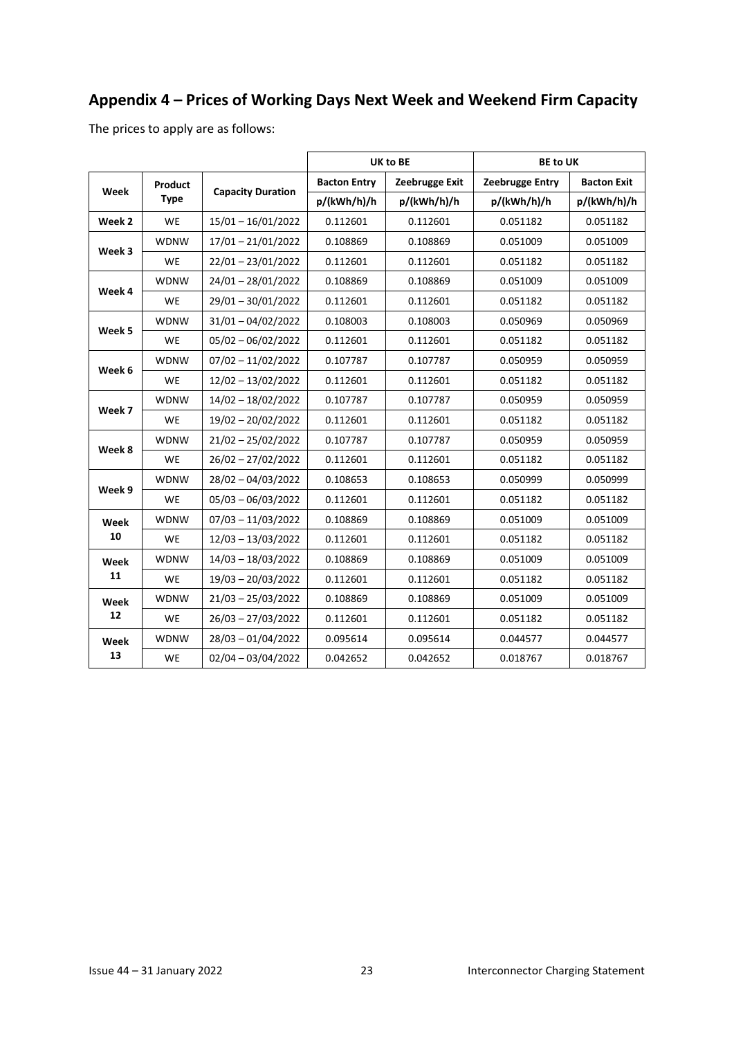## Appendix 4 – Prices of Working Days Next Week and Weekend Firm Capacity

The prices to apply are as follows:

| Week | Product Type | Capacity Duration | UK to BE | | BE to UK | |
|---|---|---|---|---|---|---|
| | | | Bacton Entry | Zeebrugge Exit | Zeebrugge Entry | Bacton Exit |
| | | | p/(kWh/h)/h | p/(kWh/h)/h | p/(kWh/h)/h | p/(kWh/h)/h |
| Week 2 | WE | 15/01 – 16/01/2022 | 0.112601 | 0.112601 | 0.051182 | 0.051182 |
| Week 3 | WDNW | 17/01 – 21/01/2022 | 0.108869 | 0.108869 | 0.051009 | 0.051009 |
| | WE | 22/01 – 23/01/2022 | 0.112601 | 0.112601 | 0.051182 | 0.051182 |
| Week 4 | WDNW | 24/01 – 28/01/2022 | 0.108869 | 0.108869 | 0.051009 | 0.051009 |
| | WE | 29/01 – 30/01/2022 | 0.112601 | 0.112601 | 0.051182 | 0.051182 |
| Week 5 | WDNW | 31/01 – 04/02/2022 | 0.108003 | 0.108003 | 0.050969 | 0.050969 |
| | WE | 05/02 – 06/02/2022 | 0.112601 | 0.112601 | 0.051182 | 0.051182 |
| Week 6 | WDNW | 07/02 – 11/02/2022 | 0.107787 | 0.107787 | 0.050959 | 0.050959 |
| | WE | 12/02 – 13/02/2022 | 0.112601 | 0.112601 | 0.051182 | 0.051182 |
| Week 7 | WDNW | 14/02 – 18/02/2022 | 0.107787 | 0.107787 | 0.050959 | 0.050959 |
| | WE | 19/02 – 20/02/2022 | 0.112601 | 0.112601 | 0.051182 | 0.051182 |
| Week 8 | WDNW | 21/02 – 25/02/2022 | 0.107787 | 0.107787 | 0.050959 | 0.050959 |
| | WE | 26/02 – 27/02/2022 | 0.112601 | 0.112601 | 0.051182 | 0.051182 |
| Week 9 | WDNW | 28/02 – 04/03/2022 | 0.108653 | 0.108653 | 0.050999 | 0.050999 |
| | WE | 05/03 – 06/03/2022 | 0.112601 | 0.112601 | 0.051182 | 0.051182 |
| Week 10 | WDNW | 07/03 – 11/03/2022 | 0.108869 | 0.108869 | 0.051009 | 0.051009 |
| | WE | 12/03 – 13/03/2022 | 0.112601 | 0.112601 | 0.051182 | 0.051182 |
| Week 11 | WDNW | 14/03 – 18/03/2022 | 0.108869 | 0.108869 | 0.051009 | 0.051009 |
| | WE | 19/03 – 20/03/2022 | 0.112601 | 0.112601 | 0.051182 | 0.051182 |
| Week 12 | WDNW | 21/03 – 25/03/2022 | 0.108869 | 0.108869 | 0.051009 | 0.051009 |
| | WE | 26/03 – 27/03/2022 | 0.112601 | 0.112601 | 0.051182 | 0.051182 |
| Week 13 | WDNW | 28/03 – 01/04/2022 | 0.095614 | 0.095614 | 0.044577 | 0.044577 |
| | WE | 02/04 – 03/04/2022 | 0.042652 | 0.042652 | 0.018767 | 0.018767 |